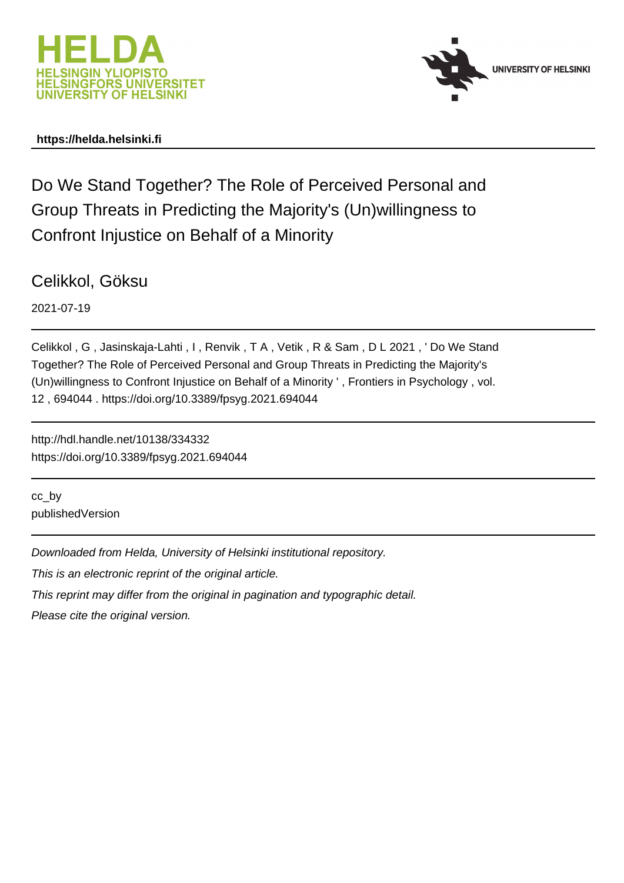HELDA
HELSINGIN YLIOPISTO
HELSINGFORS UNIVERSITET
UNIVERSITY OF HELSINKI

UNIVERSITY OF HELSINKI

**https://helda.helsinki.fi**

# Do We Stand Together? The Role of Perceived Personal and Group Threats in Predicting the Majority's (Un)willingness to Confront Injustice on Behalf of a Minority

Celikkol, Göksu

2021-07-19

Celikkol , G , Jasinskaja-Lahti , I , Renvik , T A , Vetik , R & Sam , D L 2021 , ' Do We Stand Together? The Role of Perceived Personal and Group Threats in Predicting the Majority's (Un)willingness to Confront Injustice on Behalf of a Minority ' , Frontiers in Psychology , vol. 12 , 694044 . https://doi.org/10.3389/fpsyg.2021.694044

http://hdl.handle.net/10138/334332
https://doi.org/10.3389/fpsyg.2021.694044

cc_by
publishedVersion

*Downloaded from Helda, University of Helsinki institutional repository.*

*This is an electronic reprint of the original article.*

*This reprint may differ from the original in pagination and typographic detail.*

*Please cite the original version.*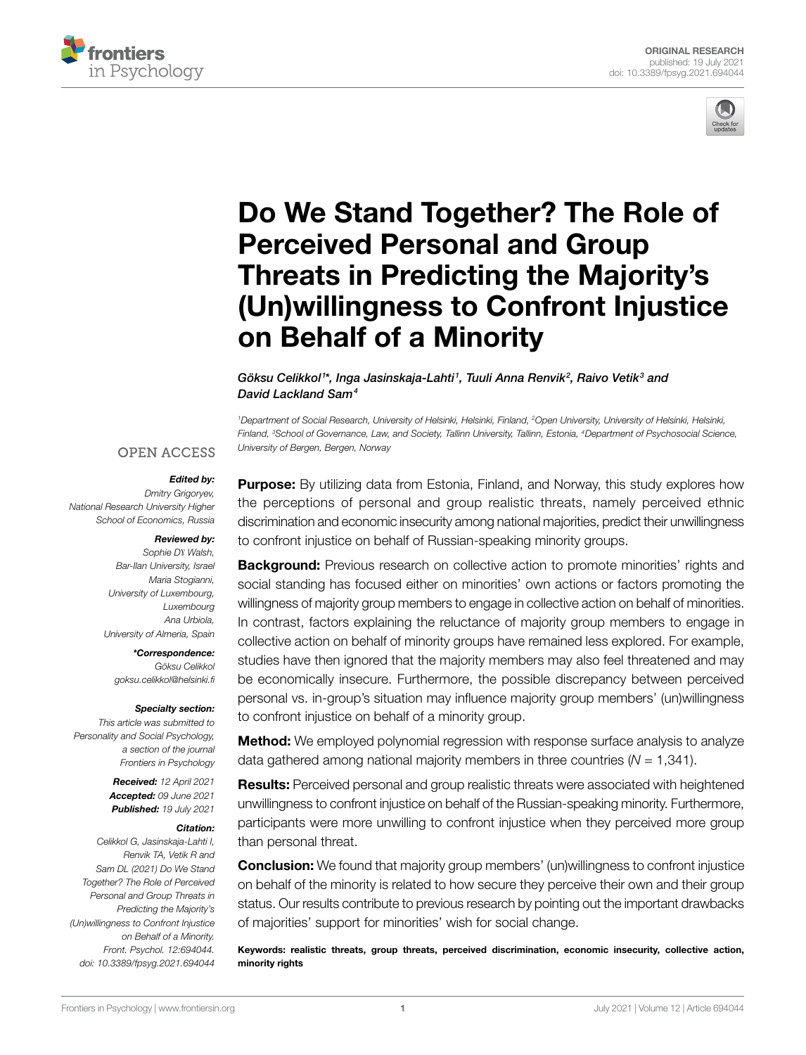# Do We Stand Together? The Role of Perceived Personal and Group Threats in Predicting the Majority's (Un)willingness to Confront Injustice on Behalf of a Minority

*Göksu Celikkol[1]\*, Inga Jasinskaja-Lahti[1], Tuuli Anna Renvik[2], Raivo Vetik[3] and David Lackland Sam[4]*

[1]Department of Social Research, University of Helsinki, Helsinki, Finland, [2]Open University, University of Helsinki, Helsinki, Finland, [3]School of Governance, Law, and Society, Tallinn University, Tallinn, Estonia, [4]Department of Psychosocial Science, University of Bergen, Bergen, Norway

OPEN ACCESS

***Edited by:***
*Dmitry Grigoryev,*
*National Research University Higher School of Economics, Russia*

***Reviewed by:***
*Sophie D. Walsh,*
*Bar-Ilan University, Israel*
*Maria Stogianni,*
*University of Luxembourg, Luxembourg*
*Ana Urbiola,*
*University of Almeria, Spain*

***\*Correspondence:***
*Göksu Celikkol*
*goksu.celikkol@helsinki.fi*

***Specialty section:***
*This article was submitted to Personality and Social Psychology, a section of the journal Frontiers in Psychology*

***Received:*** *12 April 2021*
***Accepted:*** *09 June 2021*
***Published:*** *19 July 2021*

***Citation:***
*Celikkol G, Jasinskaja-Lahti I, Renvik TA, Vetik R and Sam DL (2021) Do We Stand Together? The Role of Perceived Personal and Group Threats in Predicting the Majority's (Un)willingness to Confront Injustice on Behalf of a Minority. Front. Psychol. 12:694044. doi: 10.3389/fpsyg.2021.694044*

**Purpose:** By utilizing data from Estonia, Finland, and Norway, this study explores how the perceptions of personal and group realistic threats, namely perceived ethnic discrimination and economic insecurity among national majorities, predict their unwillingness to confront injustice on behalf of Russian-speaking minority groups.

**Background:** Previous research on collective action to promote minorities' rights and social standing has focused either on minorities' own actions or factors promoting the willingness of majority group members to engage in collective action on behalf of minorities. In contrast, factors explaining the reluctance of majority group members to engage in collective action on behalf of minority groups have remained less explored. For example, studies have then ignored that the majority members may also feel threatened and may be economically insecure. Furthermore, the possible discrepancy between perceived personal vs. in-group's situation may influence majority group members' (un)willingness to confront injustice on behalf of a minority group.

**Method:** We employed polynomial regression with response surface analysis to analyze data gathered among national majority members in three countries ($N = 1,341$).

**Results:** Perceived personal and group realistic threats were associated with heightened unwillingness to confront injustice on behalf of the Russian-speaking minority. Furthermore, participants were more unwilling to confront injustice when they perceived more group than personal threat.

**Conclusion:** We found that majority group members' (un)willingness to confront injustice on behalf of the minority is related to how secure they perceive their own and their group status. Our results contribute to previous research by pointing out the important drawbacks of majorities' support for minorities' wish for social change.

**Keywords: realistic threats, group threats, perceived discrimination, economic insecurity, collective action, minority rights**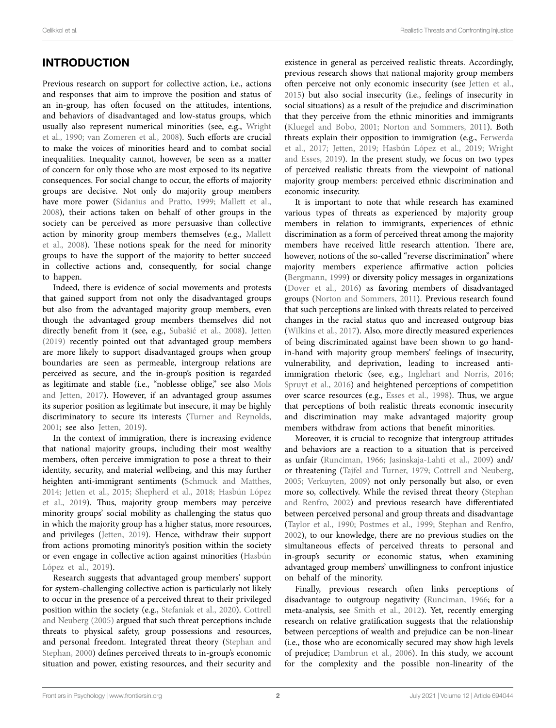## INTRODUCTION

Previous research on support for collective action, i.e., actions and responses that aim to improve the position and status of an in-group, has often focused on the attitudes, intentions, and behaviors of disadvantaged and low-status groups, which usually also represent numerical minorities (see, e.g., Wright et al., 1990; van Zomeren et al., 2008). Such efforts are crucial to make the voices of minorities heard and to combat social inequalities. Inequality cannot, however, be seen as a matter of concern for only those who are most exposed to its negative consequences. For social change to occur, the efforts of majority groups are decisive. Not only do majority group members have more power (Sidanius and Pratto, 1999; Mallett et al., 2008), their actions taken on behalf of other groups in the society can be perceived as more persuasive than collective action by minority group members themselves (Mallett et al., 2008). These notions speak for the need for minority groups to have the support of the majority to better succeed in collective actions and, consequently, for social change to happen.

Indeed, there is evidence of social movements and protests that gained support from not only the disadvantaged groups but also from the advantaged majority group members, even though the advantaged group members themselves did not directly benefit from it (see, e.g., Subašić et al., 2008). Jetten (2019) recently pointed out that advantaged group members are more likely to support disadvantaged groups when group boundaries are seen as permeable, intergroup relations are perceived as secure, and the in-group's position is regarded as legitimate and stable (i.e., "noblesse oblige," see also Mols and Jetten, 2017). However, if an advantaged group assumes its superior position as legitimate but insecure, it may be highly discriminatory to secure its interests (Turner and Reynolds, 2001; see also Jetten, 2019).

In the context of immigration, there is increasing evidence that national majority groups, including their most wealthy members, often perceive immigration to pose a threat to their identity, security, and material wellbeing, and this may further heighten anti-immigrant sentiments (Schmuck and Matthes, 2014; Jetten et al., 2015; Shepherd et al., 2018; Hasbún López et al., 2019). Thus, majority group members may perceive minority groups' social mobility as challenging the status quo in which the majority group has a higher status, more resources, and privileges (Jetten, 2019). Hence, withdraw their support from actions promoting minority's position within the society or even engage in collective action against minorities (Hasbún López et al., 2019).

Research suggests that advantaged group members' support for system-challenging collective action is particularly not likely to occur in the presence of a perceived threat to their privileged position within the society (e.g., Stefaniak et al., 2020). Cottrell and Neuberg (2005) argued that such threat perceptions include threats to physical safety, group possessions and resources, and personal freedom. Integrated threat theory (Stephan and Stephan, 2000) defines perceived threats to in-group's economic situation and power, existing resources, and their security and existence in general as perceived realistic threats. Accordingly, previous research shows that national majority group members often perceive not only economic insecurity (see Jetten et al., 2015) but also social insecurity (i.e., feelings of insecurity in social situations) as a result of the prejudice and discrimination that they perceive from the ethnic minorities and immigrants (Kluegel and Bobo, 2001; Norton and Sommers, 2011). Both threats explain their opposition to immigration (e.g., Ferwerda et al., 2017; Jetten, 2019; Hasbún López et al., 2019; Wright and Esses, 2019). In the present study, we focus on two types of perceived realistic threats from the viewpoint of national majority group members: perceived ethnic discrimination and economic insecurity.

It is important to note that while research has examined various types of threats as experienced by majority group members in relation to immigrants, experiences of ethnic discrimination as a form of perceived threat among the majority members have received little research attention. There are, however, notions of the so-called "reverse discrimination" where majority members experience affirmative action policies (Bergmann, 1999) or diversity policy messages in organizations (Dover et al., 2016) as favoring members of disadvantaged groups (Norton and Sommers, 2011). Previous research found that such perceptions are linked with threats related to perceived changes in the racial status quo and increased outgroup bias (Wilkins et al., 2017). Also, more directly measured experiences of being discriminated against have been shown to go hand-in-hand with majority group members' feelings of insecurity, vulnerability, and deprivation, leading to increased anti-immigration rhetoric (see, e.g., Inglehart and Norris, 2016; Spruyt et al., 2016) and heightened perceptions of competition over scarce resources (e.g., Esses et al., 1998). Thus, we argue that perceptions of both realistic threats economic insecurity and discrimination may make advantaged majority group members withdraw from actions that benefit minorities.

Moreover, it is crucial to recognize that intergroup attitudes and behaviors are a reaction to a situation that is perceived as unfair (Runciman, 1966; Jasinskaja-Lahti et al., 2009) and/or threatening (Tajfel and Turner, 1979; Cottrell and Neuberg, 2005; Verkuyten, 2009) not only personally but also, or even more so, collectively. While the revised threat theory (Stephan and Renfro, 2002) and previous research have differentiated between perceived personal and group threats and disadvantage (Taylor et al., 1990; Postmes et al., 1999; Stephan and Renfro, 2002), to our knowledge, there are no previous studies on the simultaneous effects of perceived threats to personal and in-group's security or economic status, when examining advantaged group members' unwillingness to confront injustice on behalf of the minority.

Finally, previous research often links perceptions of disadvantage to outgroup negativity (Runciman, 1966; for a meta-analysis, see Smith et al., 2012). Yet, recently emerging research on relative gratification suggests that the relationship between perceptions of wealth and prejudice can be non-linear (i.e., those who are economically secured may show high levels of prejudice; Dambrun et al., 2006). In this study, we account for the complexity and the possible non-linearity of the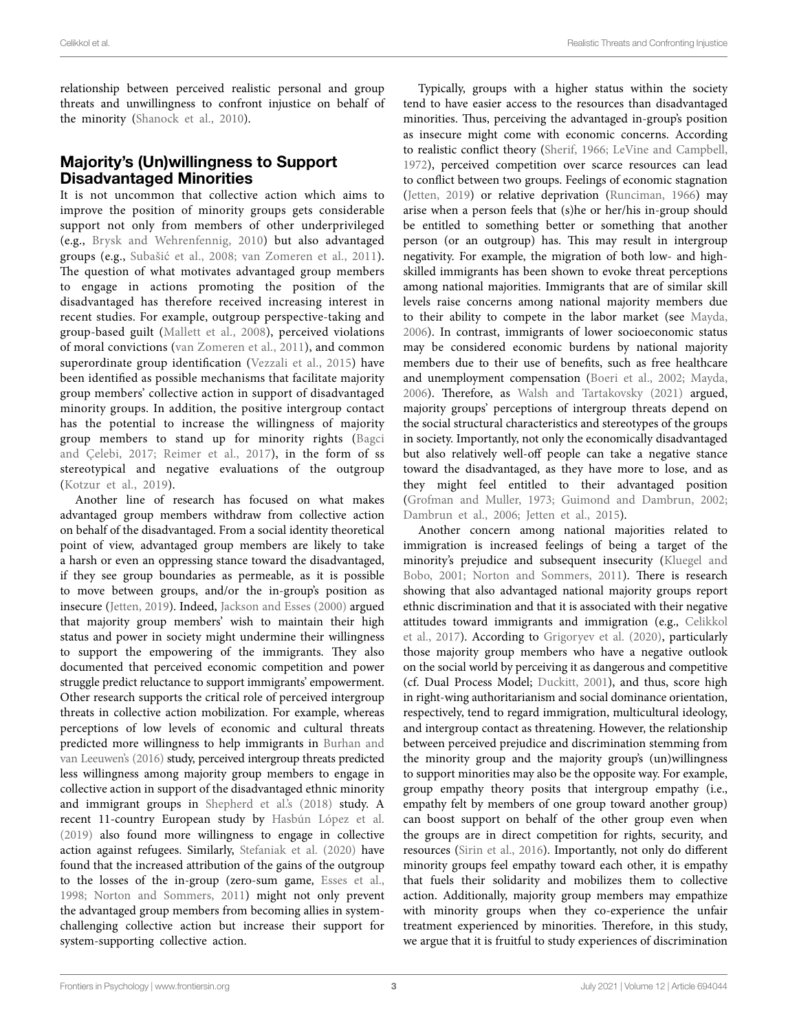relationship between perceived realistic personal and group threats and unwillingness to confront injustice on behalf of the minority (Shanock et al., 2010).

## Majority's (Un)willingness to Support Disadvantaged Minorities

It is not uncommon that collective action which aims to improve the position of minority groups gets considerable support not only from members of other underprivileged (e.g., Brysk and Wehrenfennig, 2010) but also advantaged groups (e.g., Subašić et al., 2008; van Zomeren et al., 2011). The question of what motivates advantaged group members to engage in actions promoting the position of the disadvantaged has therefore received increasing interest in recent studies. For example, outgroup perspective-taking and group-based guilt (Mallett et al., 2008), perceived violations of moral convictions (van Zomeren et al., 2011), and common superordinate group identification (Vezzali et al., 2015) have been identified as possible mechanisms that facilitate majority group members' collective action in support of disadvantaged minority groups. In addition, the positive intergroup contact has the potential to increase the willingness of majority group members to stand up for minority rights (Bagci and Çelebi, 2017; Reimer et al., 2017), in the form of ss stereotypical and negative evaluations of the outgroup (Kotzur et al., 2019).

Another line of research has focused on what makes advantaged group members withdraw from collective action on behalf of the disadvantaged. From a social identity theoretical point of view, advantaged group members are likely to take a harsh or even an oppressing stance toward the disadvantaged, if they see group boundaries as permeable, as it is possible to move between groups, and/or the in-group's position as insecure (Jetten, 2019). Indeed, Jackson and Esses (2000) argued that majority group members' wish to maintain their high status and power in society might undermine their willingness to support the empowering of the immigrants. They also documented that perceived economic competition and power struggle predict reluctance to support immigrants' empowerment. Other research supports the critical role of perceived intergroup threats in collective action mobilization. For example, whereas perceptions of low levels of economic and cultural threats predicted more willingness to help immigrants in Burhan and van Leeuwen's (2016) study, perceived intergroup threats predicted less willingness among majority group members to engage in collective action in support of the disadvantaged ethnic minority and immigrant groups in Shepherd et al.'s (2018) study. A recent 11-country European study by Hasbún López et al. (2019) also found more willingness to engage in collective action against refugees. Similarly, Stefaniak et al. (2020) have found that the increased attribution of the gains of the outgroup to the losses of the in-group (zero-sum game, Esses et al., 1998; Norton and Sommers, 2011) might not only prevent the advantaged group members from becoming allies in system-challenging collective action but increase their support for system-supporting collective action.

Typically, groups with a higher status within the society tend to have easier access to the resources than disadvantaged minorities. Thus, perceiving the advantaged in-group's position as insecure might come with economic concerns. According to realistic conflict theory (Sherif, 1966; LeVine and Campbell, 1972), perceived competition over scarce resources can lead to conflict between two groups. Feelings of economic stagnation (Jetten, 2019) or relative deprivation (Runciman, 1966) may arise when a person feels that (s)he or her/his in-group should be entitled to something better or something that another person (or an outgroup) has. This may result in intergroup negativity. For example, the migration of both low- and high-skilled immigrants has been shown to evoke threat perceptions among national majorities. Immigrants that are of similar skill levels raise concerns among national majority members due to their ability to compete in the labor market (see Mayda, 2006). In contrast, immigrants of lower socioeconomic status may be considered economic burdens by national majority members due to their use of benefits, such as free healthcare and unemployment compensation (Boeri et al., 2002; Mayda, 2006). Therefore, as Walsh and Tartakovsky (2021) argued, majority groups' perceptions of intergroup threats depend on the social structural characteristics and stereotypes of the groups in society. Importantly, not only the economically disadvantaged but also relatively well-off people can take a negative stance toward the disadvantaged, as they have more to lose, and as they might feel entitled to their advantaged position (Grofman and Muller, 1973; Guimond and Dambrun, 2002; Dambrun et al., 2006; Jetten et al., 2015).

Another concern among national majorities related to immigration is increased feelings of being a target of the minority's prejudice and subsequent insecurity (Kluegel and Bobo, 2001; Norton and Sommers, 2011). There is research showing that also advantaged national majority groups report ethnic discrimination and that it is associated with their negative attitudes toward immigrants and immigration (e.g., Celikkol et al., 2017). According to Grigoryev et al. (2020), particularly those majority group members who have a negative outlook on the social world by perceiving it as dangerous and competitive (cf. Dual Process Model; Duckitt, 2001), and thus, score high in right-wing authoritarianism and social dominance orientation, respectively, tend to regard immigration, multicultural ideology, and intergroup contact as threatening. However, the relationship between perceived prejudice and discrimination stemming from the minority group and the majority group's (un)willingness to support minorities may also be the opposite way. For example, group empathy theory posits that intergroup empathy (i.e., empathy felt by members of one group toward another group) can boost support on behalf of the other group even when the groups are in direct competition for rights, security, and resources (Sirin et al., 2016). Importantly, not only do different minority groups feel empathy toward each other, it is empathy that fuels their solidarity and mobilizes them to collective action. Additionally, majority group members may empathize with minority groups when they co-experience the unfair treatment experienced by minorities. Therefore, in this study, we argue that it is fruitful to study experiences of discrimination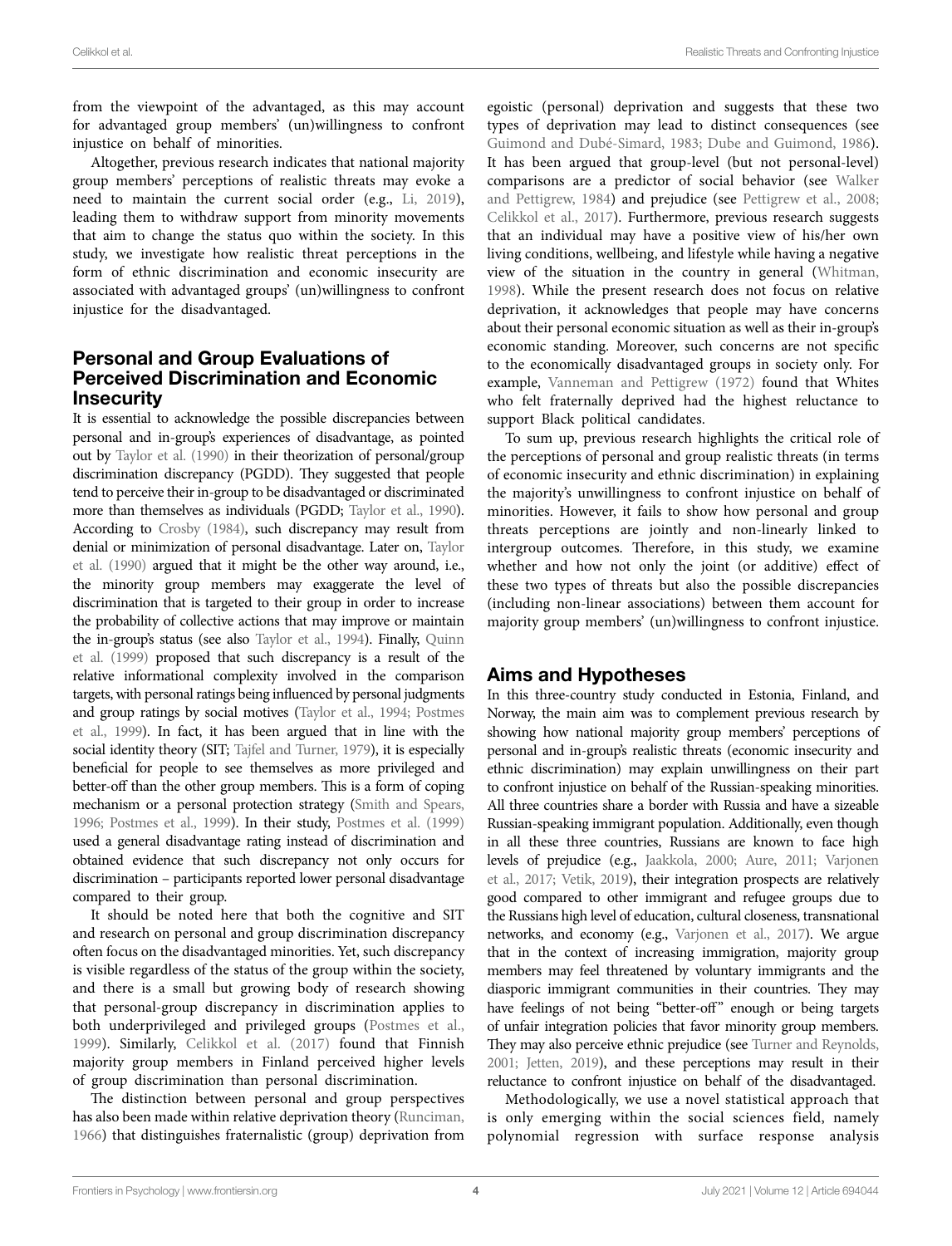from the viewpoint of the advantaged, as this may account for advantaged group members' (un)willingness to confront injustice on behalf of minorities.

Altogether, previous research indicates that national majority group members' perceptions of realistic threats may evoke a need to maintain the current social order (e.g., Li, 2019), leading them to withdraw support from minority movements that aim to change the status quo within the society. In this study, we investigate how realistic threat perceptions in the form of ethnic discrimination and economic insecurity are associated with advantaged groups' (un)willingness to confront injustice for the disadvantaged.

## Personal and Group Evaluations of Perceived Discrimination and Economic Insecurity

It is essential to acknowledge the possible discrepancies between personal and in-group's experiences of disadvantage, as pointed out by Taylor et al. (1990) in their theorization of personal/group discrimination discrepancy (PGDD). They suggested that people tend to perceive their in-group to be disadvantaged or discriminated more than themselves as individuals (PGDD; Taylor et al., 1990). According to Crosby (1984), such discrepancy may result from denial or minimization of personal disadvantage. Later on, Taylor et al. (1990) argued that it might be the other way around, i.e., the minority group members may exaggerate the level of discrimination that is targeted to their group in order to increase the probability of collective actions that may improve or maintain the in-group's status (see also Taylor et al., 1994). Finally, Quinn et al. (1999) proposed that such discrepancy is a result of the relative informational complexity involved in the comparison targets, with personal ratings being influenced by personal judgments and group ratings by social motives (Taylor et al., 1994; Postmes et al., 1999). In fact, it has been argued that in line with the social identity theory (SIT; Tajfel and Turner, 1979), it is especially beneficial for people to see themselves as more privileged and better-off than the other group members. This is a form of coping mechanism or a personal protection strategy (Smith and Spears, 1996; Postmes et al., 1999). In their study, Postmes et al. (1999) used a general disadvantage rating instead of discrimination and obtained evidence that such discrepancy not only occurs for discrimination – participants reported lower personal disadvantage compared to their group.

It should be noted here that both the cognitive and SIT and research on personal and group discrimination discrepancy often focus on the disadvantaged minorities. Yet, such discrepancy is visible regardless of the status of the group within the society, and there is a small but growing body of research showing that personal-group discrepancy in discrimination applies to both underprivileged and privileged groups (Postmes et al., 1999). Similarly, Celikkol et al. (2017) found that Finnish majority group members in Finland perceived higher levels of group discrimination than personal discrimination.

The distinction between personal and group perspectives has also been made within relative deprivation theory (Runciman, 1966) that distinguishes fraternalistic (group) deprivation from egoistic (personal) deprivation and suggests that these two types of deprivation may lead to distinct consequences (see Guimond and Dubé-Simard, 1983; Dube and Guimond, 1986). It has been argued that group-level (but not personal-level) comparisons are a predictor of social behavior (see Walker and Pettigrew, 1984) and prejudice (see Pettigrew et al., 2008; Celikkol et al., 2017). Furthermore, previous research suggests that an individual may have a positive view of his/her own living conditions, wellbeing, and lifestyle while having a negative view of the situation in the country in general (Whitman, 1998). While the present research does not focus on relative deprivation, it acknowledges that people may have concerns about their personal economic situation as well as their in-group's economic standing. Moreover, such concerns are not specific to the economically disadvantaged groups in society only. For example, Vanneman and Pettigrew (1972) found that Whites who felt fraternally deprived had the highest reluctance to support Black political candidates.

To sum up, previous research highlights the critical role of the perceptions of personal and group realistic threats (in terms of economic insecurity and ethnic discrimination) in explaining the majority's unwillingness to confront injustice on behalf of minorities. However, it fails to show how personal and group threats perceptions are jointly and non-linearly linked to intergroup outcomes. Therefore, in this study, we examine whether and how not only the joint (or additive) effect of these two types of threats but also the possible discrepancies (including non-linear associations) between them account for majority group members' (un)willingness to confront injustice.

## Aims and Hypotheses

In this three-country study conducted in Estonia, Finland, and Norway, the main aim was to complement previous research by showing how national majority group members' perceptions of personal and in-group's realistic threats (economic insecurity and ethnic discrimination) may explain unwillingness on their part to confront injustice on behalf of the Russian-speaking minorities. All three countries share a border with Russia and have a sizeable Russian-speaking immigrant population. Additionally, even though in all these three countries, Russians are known to face high levels of prejudice (e.g., Jaakkola, 2000; Aure, 2011; Varjonen et al., 2017; Vetik, 2019), their integration prospects are relatively good compared to other immigrant and refugee groups due to the Russians high level of education, cultural closeness, transnational networks, and economy (e.g., Varjonen et al., 2017). We argue that in the context of increasing immigration, majority group members may feel threatened by voluntary immigrants and the diasporic immigrant communities in their countries. They may have feelings of not being "better-off" enough or being targets of unfair integration policies that favor minority group members. They may also perceive ethnic prejudice (see Turner and Reynolds, 2001; Jetten, 2019), and these perceptions may result in their reluctance to confront injustice on behalf of the disadvantaged.

Methodologically, we use a novel statistical approach that is only emerging within the social sciences field, namely polynomial regression with surface response analysis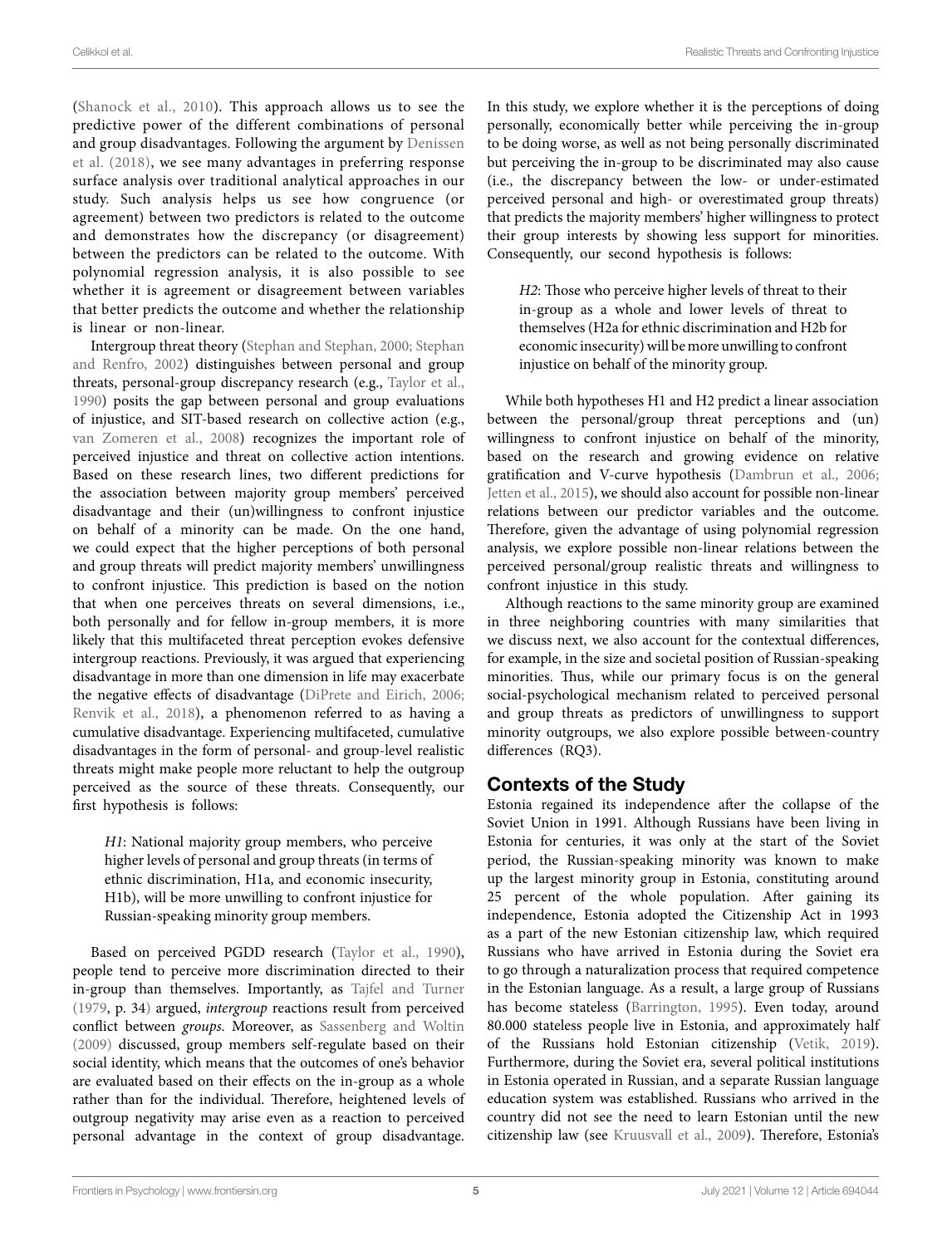(Shanock et al., 2010). This approach allows us to see the predictive power of the different combinations of personal and group disadvantages. Following the argument by Denissen et al. (2018), we see many advantages in preferring response surface analysis over traditional analytical approaches in our study. Such analysis helps us see how congruence (or agreement) between two predictors is related to the outcome and demonstrates how the discrepancy (or disagreement) between the predictors can be related to the outcome. With polynomial regression analysis, it is also possible to see whether it is agreement or disagreement between variables that better predicts the outcome and whether the relationship is linear or non-linear.

Intergroup threat theory (Stephan and Stephan, 2000; Stephan and Renfro, 2002) distinguishes between personal and group threats, personal-group discrepancy research (e.g., Taylor et al., 1990) posits the gap between personal and group evaluations of injustice, and SIT-based research on collective action (e.g., van Zomeren et al., 2008) recognizes the important role of perceived injustice and threat on collective action intentions. Based on these research lines, two different predictions for the association between majority group members' perceived disadvantage and their (un)willingness to confront injustice on behalf of a minority can be made. On the one hand, we could expect that the higher perceptions of both personal and group threats will predict majority members' unwillingness to confront injustice. This prediction is based on the notion that when one perceives threats on several dimensions, i.e., both personally and for fellow in-group members, it is more likely that this multifaceted threat perception evokes defensive intergroup reactions. Previously, it was argued that experiencing disadvantage in more than one dimension in life may exacerbate the negative effects of disadvantage (DiPrete and Eirich, 2006; Renvik et al., 2018), a phenomenon referred to as having a cumulative disadvantage. Experiencing multifaceted, cumulative disadvantages in the form of personal- and group-level realistic threats might make people more reluctant to help the outgroup perceived as the source of these threats. Consequently, our first hypothesis is follows:

> *H1*: National majority group members, who perceive higher levels of personal and group threats (in terms of ethnic discrimination, H1a, and economic insecurity, H1b), will be more unwilling to confront injustice for Russian-speaking minority group members.

Based on perceived PGDD research (Taylor et al., 1990), people tend to perceive more discrimination directed to their in-group than themselves. Importantly, as Tajfel and Turner (1979, p. 34) argued, *intergroup* reactions result from perceived conflict between *groups*. Moreover, as Sassenberg and Woltin (2009) discussed, group members self-regulate based on their social identity, which means that the outcomes of one's behavior are evaluated based on their effects on the in-group as a whole rather than for the individual. Therefore, heightened levels of outgroup negativity may arise even as a reaction to perceived personal advantage in the context of group disadvantage. In this study, we explore whether it is the perceptions of doing personally, economically better while perceiving the in-group to be doing worse, as well as not being personally discriminated but perceiving the in-group to be discriminated may also cause (i.e., the discrepancy between the low- or under-estimated perceived personal and high- or overestimated group threats) that predicts the majority members' higher willingness to protect their group interests by showing less support for minorities. Consequently, our second hypothesis is follows:

> *H2*: Those who perceive higher levels of threat to their in-group as a whole and lower levels of threat to themselves (H2a for ethnic discrimination and H2b for economic insecurity) will be more unwilling to confront injustice on behalf of the minority group.

While both hypotheses H1 and H2 predict a linear association between the personal/group threat perceptions and (un) willingness to confront injustice on behalf of the minority, based on the research and growing evidence on relative gratification and V-curve hypothesis (Dambrun et al., 2006; Jetten et al., 2015), we should also account for possible non-linear relations between our predictor variables and the outcome. Therefore, given the advantage of using polynomial regression analysis, we explore possible non-linear relations between the perceived personal/group realistic threats and willingness to confront injustice in this study.

Although reactions to the same minority group are examined in three neighboring countries with many similarities that we discuss next, we also account for the contextual differences, for example, in the size and societal position of Russian-speaking minorities. Thus, while our primary focus is on the general social-psychological mechanism related to perceived personal and group threats as predictors of unwillingness to support minority outgroups, we also explore possible between-country differences (RQ3).

## Contexts of the Study

Estonia regained its independence after the collapse of the Soviet Union in 1991. Although Russians have been living in Estonia for centuries, it was only at the start of the Soviet period, the Russian-speaking minority was known to make up the largest minority group in Estonia, constituting around 25 percent of the whole population. After gaining its independence, Estonia adopted the Citizenship Act in 1993 as a part of the new Estonian citizenship law, which required Russians who have arrived in Estonia during the Soviet era to go through a naturalization process that required competence in the Estonian language. As a result, a large group of Russians has become stateless (Barrington, 1995). Even today, around 80.000 stateless people live in Estonia, and approximately half of the Russians hold Estonian citizenship (Vetik, 2019). Furthermore, during the Soviet era, several political institutions in Estonia operated in Russian, and a separate Russian language education system was established. Russians who arrived in the country did not see the need to learn Estonian until the new citizenship law (see Kruusvall et al., 2009). Therefore, Estonia's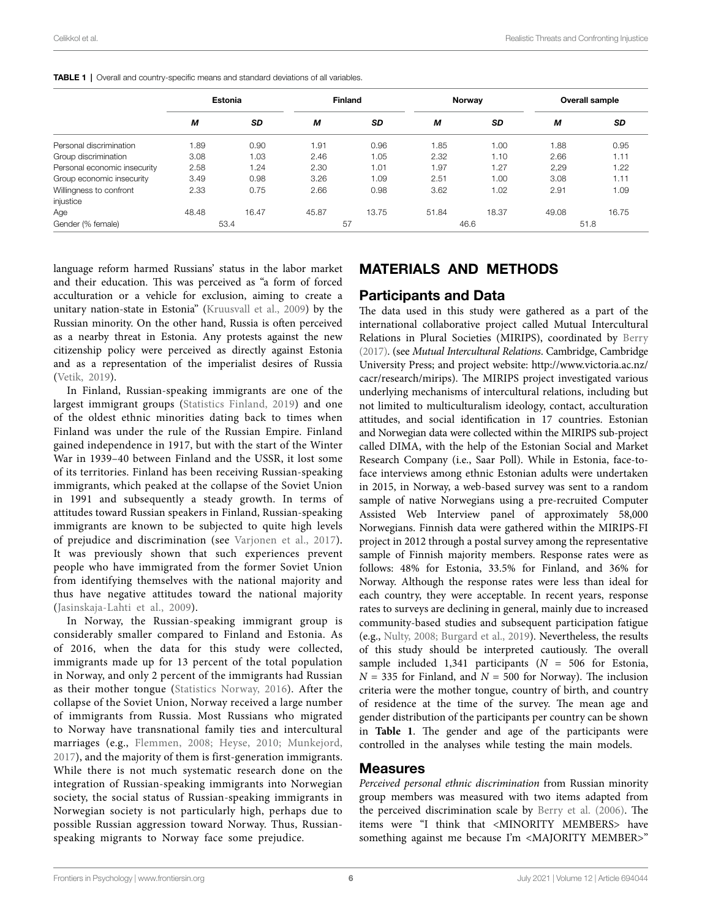**TABLE 1** | Overall and country-specific means and standard deviations of all variables.

| | Estonia | | Finland | | Norway | | Overall sample | |
|---|---|---|---|---|---|---|---|---|
| | *M* | *SD* | *M* | *SD* | *M* | *SD* | *M* | *SD* |
| Personal discrimination | 1.89 | 0.90 | 1.91 | 0.96 | 1.85 | 1.00 | 1.88 | 0.95 |
| Group discrimination | 3.08 | 1.03 | 2.46 | 1.05 | 2.32 | 1.10 | 2.66 | 1.11 |
| Personal economic insecurity | 2.58 | 1.24 | 2.30 | 1.01 | 1.97 | 1.27 | 2,29 | 1.22 |
| Group economic insecurity | 3.49 | 0.98 | 3.26 | 1.09 | 2.51 | 1.00 | 3.08 | 1.11 |
| Willingness to confront injustice | 2.33 | 0.75 | 2.66 | 0.98 | 3.62 | 1.02 | 2.91 | 1.09 |
| Age | 48.48 | 16.47 | 45.87 | 13.75 | 51.84 | 18.37 | 49.08 | 16.75 |
| Gender (% female) | 53.4 | | 57 | | 46.6 | | 51.8 | |

language reform harmed Russians' status in the labor market and their education. This was perceived as "a form of forced acculturation or a vehicle for exclusion, aiming to create a unitary nation-state in Estonia" (Kruusvall et al., 2009) by the Russian minority. On the other hand, Russia is often perceived as a nearby threat in Estonia. Any protests against the new citizenship policy were perceived as directly against Estonia and as a representation of the imperialist desires of Russia (Vetik, 2019).

In Finland, Russian-speaking immigrants are one of the largest immigrant groups (Statistics Finland, 2019) and one of the oldest ethnic minorities dating back to times when Finland was under the rule of the Russian Empire. Finland gained independence in 1917, but with the start of the Winter War in 1939–40 between Finland and the USSR, it lost some of its territories. Finland has been receiving Russian-speaking immigrants, which peaked at the collapse of the Soviet Union in 1991 and subsequently a steady growth. In terms of attitudes toward Russian speakers in Finland, Russian-speaking immigrants are known to be subjected to quite high levels of prejudice and discrimination (see Varjonen et al., 2017). It was previously shown that such experiences prevent people who have immigrated from the former Soviet Union from identifying themselves with the national majority and thus have negative attitudes toward the national majority (Jasinskaja-Lahti et al., 2009).

In Norway, the Russian-speaking immigrant group is considerably smaller compared to Finland and Estonia. As of 2016, when the data for this study were collected, immigrants made up for 13 percent of the total population in Norway, and only 2 percent of the immigrants had Russian as their mother tongue (Statistics Norway, 2016). After the collapse of the Soviet Union, Norway received a large number of immigrants from Russia. Most Russians who migrated to Norway have transnational family ties and intercultural marriages (e.g., Flemmen, 2008; Heyse, 2010; Munkejord, 2017), and the majority of them is first-generation immigrants. While there is not much systematic research done on the integration of Russian-speaking immigrants into Norwegian society, the social status of Russian-speaking immigrants in Norwegian society is not particularly high, perhaps due to possible Russian aggression toward Norway. Thus, Russian-speaking migrants to Norway face some prejudice.

## MATERIALS AND METHODS

### Participants and Data

The data used in this study were gathered as a part of the international collaborative project called Mutual Intercultural Relations in Plural Societies (MIRIPS), coordinated by Berry (2017). (see *Mutual Intercultural Relations*. Cambridge, Cambridge University Press; and project website: http://www.victoria.ac.nz/cacr/research/mirips). The MIRIPS project investigated various underlying mechanisms of intercultural relations, including but not limited to multiculturalism ideology, contact, acculturation attitudes, and social identification in 17 countries. Estonian and Norwegian data were collected within the MIRIPS sub-project called DIMA, with the help of the Estonian Social and Market Research Company (i.e., Saar Poll). While in Estonia, face-to-face interviews among ethnic Estonian adults were undertaken in 2015, in Norway, a web-based survey was sent to a random sample of native Norwegians using a pre-recruited Computer Assisted Web Interview panel of approximately 58,000 Norwegians. Finnish data were gathered within the MIRIPS-FI project in 2012 through a postal survey among the representative sample of Finnish majority members. Response rates were as follows: 48% for Estonia, 33.5% for Finland, and 36% for Norway. Although the response rates were less than ideal for each country, they were acceptable. In recent years, response rates to surveys are declining in general, mainly due to increased community-based studies and subsequent participation fatigue (e.g., Nulty, 2008; Burgard et al., 2019). Nevertheless, the results of this study should be interpreted cautiously. The overall sample included 1,341 participants ($N$ = 506 for Estonia, $N$ = 335 for Finland, and $N$ = 500 for Norway). The inclusion criteria were the mother tongue, country of birth, and country of residence at the time of the survey. The mean age and gender distribution of the participants per country can be shown in **Table 1**. The gender and age of the participants were controlled in the analyses while testing the main models.

### Measures

*Perceived personal ethnic discrimination* from Russian minority group members was measured with two items adapted from the perceived discrimination scale by Berry et al. (2006). The items were "I think that <MINORITY MEMBERS> have something against me because I'm <MAJORITY MEMBER>"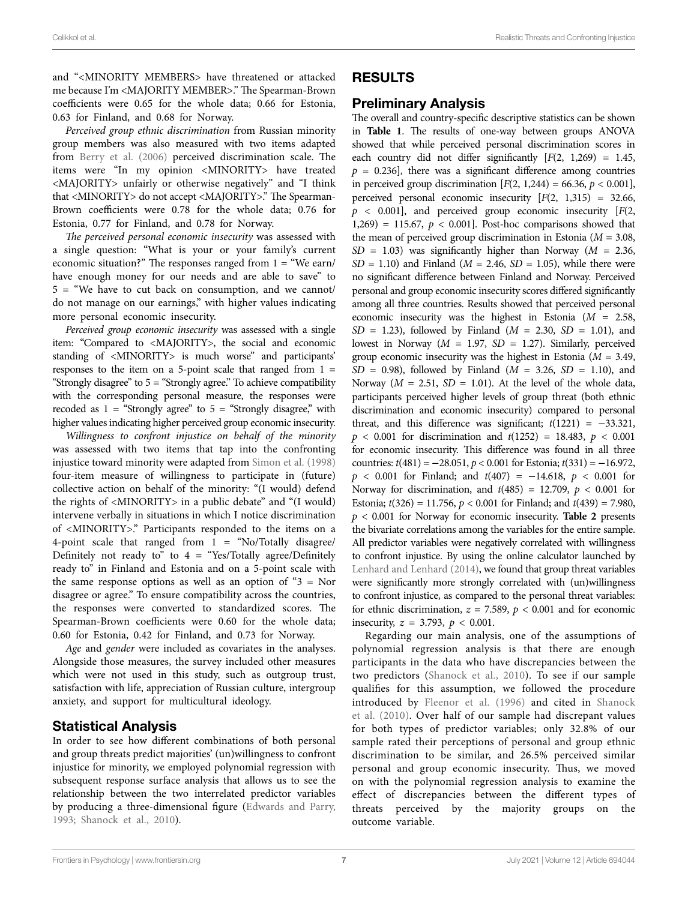and "<MINORITY MEMBERS> have threatened or attacked me because I'm <MAJORITY MEMBER>." The Spearman-Brown coefficients were 0.65 for the whole data; 0.66 for Estonia, 0.63 for Finland, and 0.68 for Norway.

*Perceived group ethnic discrimination* from Russian minority group members was also measured with two items adapted from Berry et al. (2006) perceived discrimination scale. The items were "In my opinion <MINORITY> have treated <MAJORITY> unfairly or otherwise negatively" and "I think that <MINORITY> do not accept <MAJORITY>." The Spearman-Brown coefficients were 0.78 for the whole data; 0.76 for Estonia, 0.77 for Finland, and 0.78 for Norway.

*The perceived personal economic insecurity* was assessed with a single question: "What is your or your family's current economic situation?" The responses ranged from 1 = "We earn/have enough money for our needs and are able to save" to 5 = "We have to cut back on consumption, and we cannot/do not manage on our earnings," with higher values indicating more personal economic insecurity.

*Perceived group economic insecurity* was assessed with a single item: "Compared to <MAJORITY>, the social and economic standing of <MINORITY> is much worse" and participants' responses to the item on a 5-point scale that ranged from 1 = "Strongly disagree" to 5 = "Strongly agree." To achieve compatibility with the corresponding personal measure, the responses were recoded as 1 = "Strongly agree" to 5 = "Strongly disagree," with higher values indicating higher perceived group economic insecurity.

*Willingness to confront injustice on behalf of the minority* was assessed with two items that tap into the confronting injustice toward minority were adapted from Simon et al. (1998) four-item measure of willingness to participate in (future) collective action on behalf of the minority: "(I would) defend the rights of <MINORITY> in a public debate" and "(I would) intervene verbally in situations in which I notice discrimination of <MINORITY>." Participants responded to the items on a 4-point scale that ranged from 1 = "No/Totally disagree/Definitely not ready to" to 4 = "Yes/Totally agree/Definitely ready to" in Finland and Estonia and on a 5-point scale with the same response options as well as an option of "3 = Nor disagree or agree." To ensure compatibility across the countries, the responses were converted to standardized scores. The Spearman-Brown coefficients were 0.60 for the whole data; 0.60 for Estonia, 0.42 for Finland, and 0.73 for Norway.

*Age* and *gender* were included as covariates in the analyses. Alongside those measures, the survey included other measures which were not used in this study, such as outgroup trust, satisfaction with life, appreciation of Russian culture, intergroup anxiety, and support for multicultural ideology.

## Statistical Analysis

In order to see how different combinations of both personal and group threats predict majorities' (un)willingness to confront injustice for minority, we employed polynomial regression with subsequent response surface analysis that allows us to see the relationship between the two interrelated predictor variables by producing a three-dimensional figure (Edwards and Parry, 1993; Shanock et al., 2010).

# RESULTS

## Preliminary Analysis

The overall and country-specific descriptive statistics can be shown in **Table 1**. The results of one-way between groups ANOVA showed that while perceived personal discrimination scores in each country did not differ significantly [$F(2, 1{,}269) = 1.45$, $p = 0.236$], there was a significant difference among countries in perceived group discrimination [$F(2, 1{,}244) = 66.36$, $p < 0.001$], perceived personal economic insecurity [$F(2, 1{,}315) = 32.66$, $p < 0.001$], and perceived group economic insecurity [$F(2, 1{,}269) = 115.67$, $p < 0.001$]. Post-hoc comparisons showed that the mean of perceived group discrimination in Estonia ($M = 3.08$, $SD = 1.03$) was significantly higher than Norway ($M = 2.36$, $SD = 1.10$) and Finland ($M = 2.46$, $SD = 1.05$), while there were no significant difference between Finland and Norway. Perceived personal and group economic insecurity scores differed significantly among all three countries. Results showed that perceived personal economic insecurity was the highest in Estonia ($M = 2.58$, $SD = 1.23$), followed by Finland ($M = 2.30$, $SD = 1.01$), and lowest in Norway ($M = 1.97$, $SD = 1.27$). Similarly, perceived group economic insecurity was the highest in Estonia ($M = 3.49$, $SD = 0.98$), followed by Finland ($M = 3.26$, $SD = 1.10$), and Norway ($M = 2.51$, $SD = 1.01$). At the level of the whole data, participants perceived higher levels of group threat (both ethnic discrimination and economic insecurity) compared to personal threat, and this difference was significant; $t(1221) = -33.321$, $p < 0.001$ for discrimination and $t(1252) = 18.483$, $p < 0.001$ for economic insecurity. This difference was found in all three countries: $t(481) = -28.051$, $p < 0.001$ for Estonia; $t(331) = -16.972$, $p < 0.001$ for Finland; and $t(407) = -14.618$, $p < 0.001$ for Norway for discrimination, and $t(485) = 12.709$, $p < 0.001$ for Estonia; $t(326) = 11.756$, $p < 0.001$ for Finland; and $t(439) = 7.980$, $p < 0.001$ for Norway for economic insecurity. **Table 2** presents the bivariate correlations among the variables for the entire sample. All predictor variables were negatively correlated with willingness to confront injustice. By using the online calculator launched by Lenhard and Lenhard (2014), we found that group threat variables were significantly more strongly correlated with (un)willingness to confront injustice, as compared to the personal threat variables: for ethnic discrimination, $z = 7.589$, $p < 0.001$ and for economic insecurity, $z = 3.793$, $p < 0.001$.

Regarding our main analysis, one of the assumptions of polynomial regression analysis is that there are enough participants in the data who have discrepancies between the two predictors (Shanock et al., 2010). To see if our sample qualifies for this assumption, we followed the procedure introduced by Fleenor et al. (1996) and cited in Shanock et al. (2010). Over half of our sample had discrepant values for both types of predictor variables; only 32.8% of our sample rated their perceptions of personal and group ethnic discrimination to be similar, and 26.5% perceived similar personal and group economic insecurity. Thus, we moved on with the polynomial regression analysis to examine the effect of discrepancies between the different types of threats perceived by the majority groups on the outcome variable.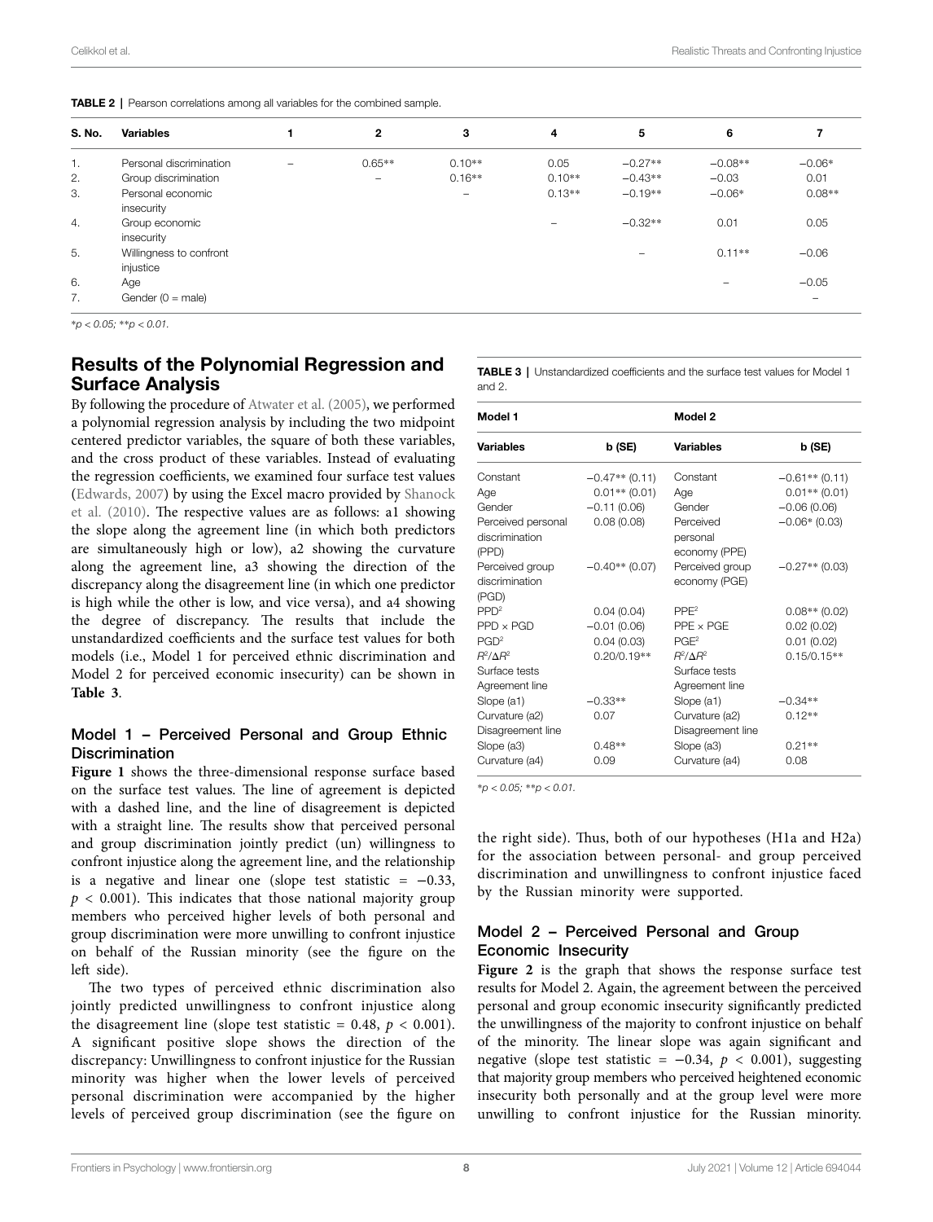**TABLE 2** | Pearson correlations among all variables for the combined sample.

| S. No. | Variables | 1 | 2 | 3 | 4 | 5 | 6 | 7 |
|---|---|---|---|---|---|---|---|---|
| 1. | Personal discrimination | – | 0.65** | 0.10** | 0.05 | −0.27** | −0.08** | −0.06* |
| 2. | Group discrimination | | – | 0.16** | 0.10** | −0.43** | −0.03 | 0.01 |
| 3. | Personal economic insecurity | | | – | 0.13** | −0.19** | −0.06* | 0.08** |
| 4. | Group economic insecurity | | | | – | −0.32** | 0.01 | 0.05 |
| 5. | Willingness to confront injustice | | | | | – | 0.11** | −0.06 |
| 6. | Age | | | | | | – | −0.05 |
| 7. | Gender (0 = male) | | | | | | | – |

*$p < 0.05$; **$p < 0.01$.

## Results of the Polynomial Regression and Surface Analysis

By following the procedure of Atwater et al. (2005), we performed a polynomial regression analysis by including the two midpoint centered predictor variables, the square of both these variables, and the cross product of these variables. Instead of evaluating the regression coefficients, we examined four surface test values (Edwards, 2007) by using the Excel macro provided by Shanock et al. (2010). The respective values are as follows: a1 showing the slope along the agreement line (in which both predictors are simultaneously high or low), a2 showing the curvature along the agreement line, a3 showing the direction of the discrepancy along the disagreement line (in which one predictor is high while the other is low, and vice versa), and a4 showing the degree of discrepancy. The results that include the unstandardized coefficients and the surface test values for both models (i.e., Model 1 for perceived ethnic discrimination and Model 2 for perceived economic insecurity) can be shown in **Table 3**.

### Model 1 – Perceived Personal and Group Ethnic Discrimination

**Figure 1** shows the three-dimensional response surface based on the surface test values. The line of agreement is depicted with a dashed line, and the line of disagreement is depicted with a straight line. The results show that perceived personal and group discrimination jointly predict (un) willingness to confront injustice along the agreement line, and the relationship is a negative and linear one (slope test statistic = −0.33, $p < 0.001$). This indicates that those national majority group members who perceived higher levels of both personal and group discrimination were more unwilling to confront injustice on behalf of the Russian minority (see the figure on the left side).

The two types of perceived ethnic discrimination also jointly predicted unwillingness to confront injustice along the disagreement line (slope test statistic = 0.48, $p < 0.001$). A significant positive slope shows the direction of the discrepancy: Unwillingness to confront injustice for the Russian minority was higher when the lower levels of perceived personal discrimination were accompanied by the higher levels of perceived group discrimination (see the figure on the right side). Thus, both of our hypotheses (H1a and H2a) for the association between personal- and group perceived discrimination and unwillingness to confront injustice faced by the Russian minority were supported.

**TABLE 3** | Unstandardized coefficients and the surface test values for Model 1 and 2.

| Model 1 | | Model 2 | |
|---|---|---|---|
| **Variables** | **b (SE)** | **Variables** | **b (SE)** |
| Constant | −0.47** (0.11) | Constant | −0.61** (0.11) |
| Age | 0.01** (0.01) | Age | 0.01** (0.01) |
| Gender | −0.11 (0.06) | Gender | −0.06 (0.06) |
| Perceived personal discrimination (PPD) | 0.08 (0.08) | Perceived personal economy (PPE) | −0.06* (0.03) |
| Perceived group discrimination (PGD) | −0.40** (0.07) | Perceived group economy (PGE) | −0.27** (0.03) |
| $PPD^2$ | 0.04 (0.04) | $PPE^2$ | 0.08** (0.02) |
| PPD × PGD | −0.01 (0.06) | PPE × PGE | 0.02 (0.02) |
| $PGD^2$ | 0.04 (0.03) | $PGE^2$ | 0.01 (0.02) |
| $R^2/\Delta R^2$ | 0.20/0.19** | $R^2/\Delta R^2$ | 0.15/0.15** |
| Surface tests | | Surface tests | |
| Agreement line | | Agreement line | |
| Slope (a1) | −0.33** | Slope (a1) | −0.34** |
| Curvature (a2) | 0.07 | Curvature (a2) | 0.12** |
| Disagreement line | | Disagreement line | |
| Slope (a3) | 0.48** | Slope (a3) | 0.21** |
| Curvature (a4) | 0.09 | Curvature (a4) | 0.08 |

*$p < 0.05$; **$p < 0.01$.

### Model 2 – Perceived Personal and Group Economic Insecurity

**Figure 2** is the graph that shows the response surface test results for Model 2. Again, the agreement between the perceived personal and group economic insecurity significantly predicted the unwillingness of the majority to confront injustice on behalf of the minority. The linear slope was again significant and negative (slope test statistic = −0.34, $p < 0.001$), suggesting that majority group members who perceived heightened economic insecurity both personally and at the group level were more unwilling to confront injustice for the Russian minority.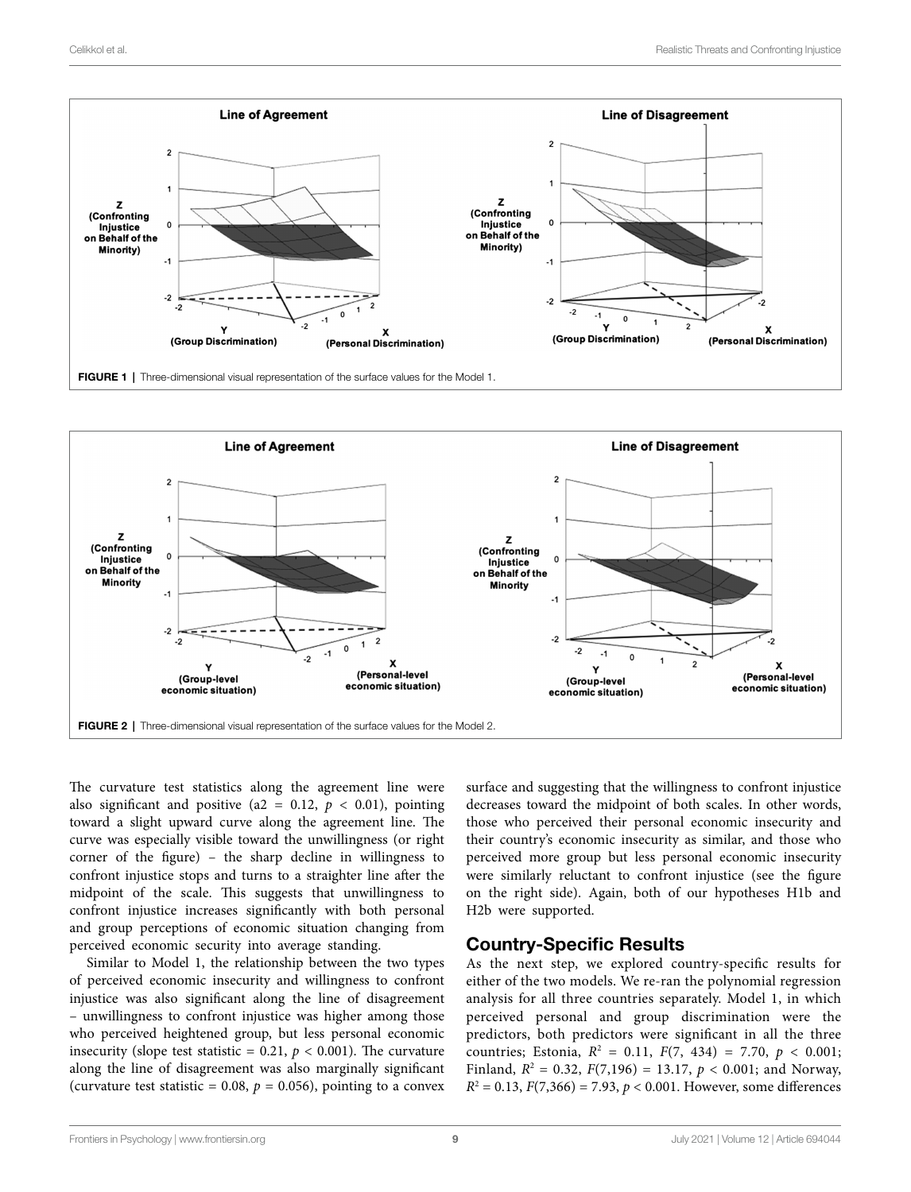FIGURE 1 | Three-dimensional visual representation of the surface values for the Model 1.

FIGURE 2 | Three-dimensional visual representation of the surface values for the Model 2.

The curvature test statistics along the agreement line were also significant and positive (a2 = 0.12, $p < 0.01$), pointing toward a slight upward curve along the agreement line. The curve was especially visible toward the unwillingness (or right corner of the figure) – the sharp decline in willingness to confront injustice stops and turns to a straighter line after the midpoint of the scale. This suggests that unwillingness to confront injustice increases significantly with both personal and group perceptions of economic situation changing from perceived economic security into average standing.

Similar to Model 1, the relationship between the two types of perceived economic insecurity and willingness to confront injustice was also significant along the line of disagreement – unwillingness to confront injustice was higher among those who perceived heightened group, but less personal economic insecurity (slope test statistic = 0.21, $p < 0.001$). The curvature along the line of disagreement was also marginally significant (curvature test statistic = 0.08, $p = 0.056$), pointing to a convex surface and suggesting that the willingness to confront injustice decreases toward the midpoint of both scales. In other words, those who perceived their personal economic insecurity and their country's economic insecurity as similar, and those who perceived more group but less personal economic insecurity were similarly reluctant to confront injustice (see the figure on the right side). Again, both of our hypotheses H1b and H2b were supported.

## Country-Specific Results

As the next step, we explored country-specific results for either of the two models. We re-ran the polynomial regression analysis for all three countries separately. Model 1, in which perceived personal and group discrimination were the predictors, both predictors were significant in all the three countries; Estonia, $R^2 = 0.11$, $F(7, 434) = 7.70$, $p < 0.001$; Finland, $R^2 = 0.32$, $F(7,196) = 13.17$, $p < 0.001$; and Norway, $R^2 = 0.13$, $F(7,366) = 7.93$, $p < 0.001$. However, some differences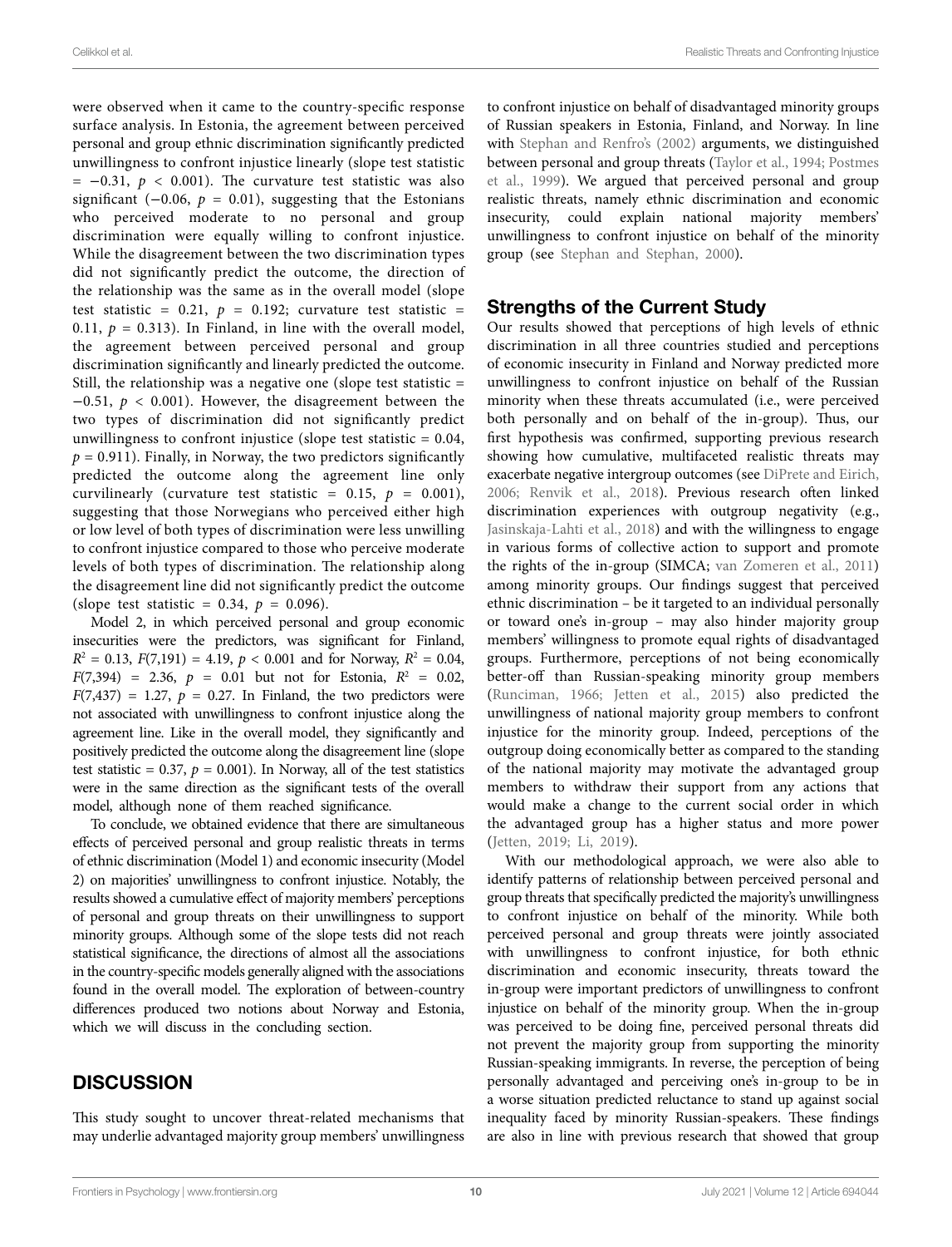were observed when it came to the country-specific response surface analysis. In Estonia, the agreement between perceived personal and group ethnic discrimination significantly predicted unwillingness to confront injustice linearly (slope test statistic = −0.31, $p < 0.001$). The curvature test statistic was also significant (−0.06, $p = 0.01$), suggesting that the Estonians who perceived moderate to no personal and group discrimination were equally willing to confront injustice. While the disagreement between the two discrimination types did not significantly predict the outcome, the direction of the relationship was the same as in the overall model (slope test statistic = 0.21, $p = 0.192$; curvature test statistic = 0.11, $p = 0.313$). In Finland, in line with the overall model, the agreement between perceived personal and group discrimination significantly and linearly predicted the outcome. Still, the relationship was a negative one (slope test statistic = −0.51, $p < 0.001$). However, the disagreement between the two types of discrimination did not significantly predict unwillingness to confront injustice (slope test statistic = 0.04, $p = 0.911$). Finally, in Norway, the two predictors significantly predicted the outcome along the agreement line only curvilinearly (curvature test statistic = 0.15, $p = 0.001$), suggesting that those Norwegians who perceived either high or low level of both types of discrimination were less unwilling to confront injustice compared to those who perceive moderate levels of both types of discrimination. The relationship along the disagreement line did not significantly predict the outcome (slope test statistic = 0.34, $p = 0.096$).

Model 2, in which perceived personal and group economic insecurities were the predictors, was significant for Finland, $R^2 = 0.13$, $F(7,191) = 4.19$, $p < 0.001$ and for Norway, $R^2 = 0.04$, $F(7,394) = 2.36$, $p = 0.01$ but not for Estonia, $R^2 = 0.02$, $F(7,437) = 1.27$, $p = 0.27$. In Finland, the two predictors were not associated with unwillingness to confront injustice along the agreement line. Like in the overall model, they significantly and positively predicted the outcome along the disagreement line (slope test statistic = 0.37, $p = 0.001$). In Norway, all of the test statistics were in the same direction as the significant tests of the overall model, although none of them reached significance.

To conclude, we obtained evidence that there are simultaneous effects of perceived personal and group realistic threats in terms of ethnic discrimination (Model 1) and economic insecurity (Model 2) on majorities' unwillingness to confront injustice. Notably, the results showed a cumulative effect of majority members' perceptions of personal and group threats on their unwillingness to support minority groups. Although some of the slope tests did not reach statistical significance, the directions of almost all the associations in the country-specific models generally aligned with the associations found in the overall model. The exploration of between-country differences produced two notions about Norway and Estonia, which we will discuss in the concluding section.

## DISCUSSION

This study sought to uncover threat-related mechanisms that may underlie advantaged majority group members' unwillingness to confront injustice on behalf of disadvantaged minority groups of Russian speakers in Estonia, Finland, and Norway. In line with Stephan and Renfro's (2002) arguments, we distinguished between personal and group threats (Taylor et al., 1994; Postmes et al., 1999). We argued that perceived personal and group realistic threats, namely ethnic discrimination and economic insecurity, could explain national majority members' unwillingness to confront injustice on behalf of the minority group (see Stephan and Stephan, 2000).

### Strengths of the Current Study

Our results showed that perceptions of high levels of ethnic discrimination in all three countries studied and perceptions of economic insecurity in Finland and Norway predicted more unwillingness to confront injustice on behalf of the Russian minority when these threats accumulated (i.e., were perceived both personally and on behalf of the in-group). Thus, our first hypothesis was confirmed, supporting previous research showing how cumulative, multifaceted realistic threats may exacerbate negative intergroup outcomes (see DiPrete and Eirich, 2006; Renvik et al., 2018). Previous research often linked discrimination experiences with outgroup negativity (e.g., Jasinskaja-Lahti et al., 2018) and with the willingness to engage in various forms of collective action to support and promote the rights of the in-group (SIMCA; van Zomeren et al., 2011) among minority groups. Our findings suggest that perceived ethnic discrimination – be it targeted to an individual personally or toward one's in-group – may also hinder majority group members' willingness to promote equal rights of disadvantaged groups. Furthermore, perceptions of not being economically better-off than Russian-speaking minority group members (Runciman, 1966; Jetten et al., 2015) also predicted the unwillingness of national majority group members to confront injustice for the minority group. Indeed, perceptions of the outgroup doing economically better as compared to the standing of the national majority may motivate the advantaged group members to withdraw their support from any actions that would make a change to the current social order in which the advantaged group has a higher status and more power (Jetten, 2019; Li, 2019).

With our methodological approach, we were also able to identify patterns of relationship between perceived personal and group threats that specifically predicted the majority's unwillingness to confront injustice on behalf of the minority. While both perceived personal and group threats were jointly associated with unwillingness to confront injustice, for both ethnic discrimination and economic insecurity, threats toward the in-group were important predictors of unwillingness to confront injustice on behalf of the minority group. When the in-group was perceived to be doing fine, perceived personal threats did not prevent the majority group from supporting the minority Russian-speaking immigrants. In reverse, the perception of being personally advantaged and perceiving one's in-group to be in a worse situation predicted reluctance to stand up against social inequality faced by minority Russian-speakers. These findings are also in line with previous research that showed that group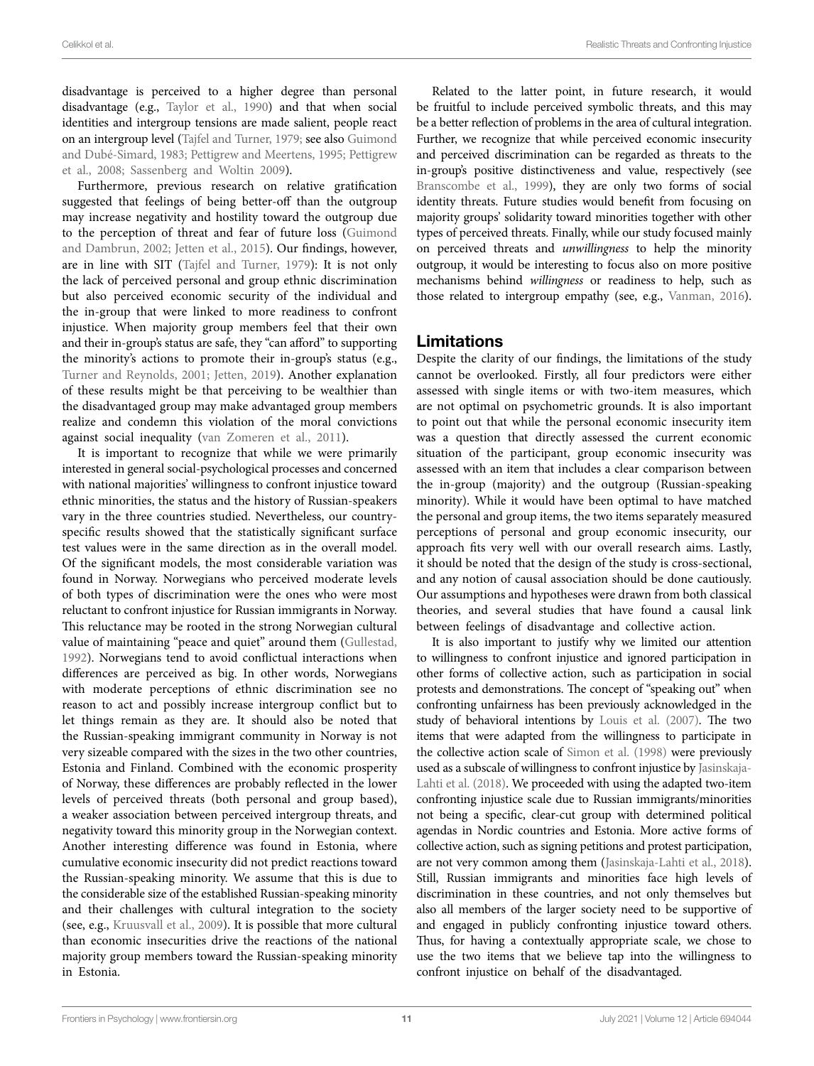disadvantage is perceived to a higher degree than personal disadvantage (e.g., Taylor et al., 1990) and that when social identities and intergroup tensions are made salient, people react on an intergroup level (Tajfel and Turner, 1979; see also Guimond and Dubé-Simard, 1983; Pettigrew and Meertens, 1995; Pettigrew et al., 2008; Sassenberg and Woltin 2009).

Furthermore, previous research on relative gratification suggested that feelings of being better-off than the outgroup may increase negativity and hostility toward the outgroup due to the perception of threat and fear of future loss (Guimond and Dambrun, 2002; Jetten et al., 2015). Our findings, however, are in line with SIT (Tajfel and Turner, 1979): It is not only the lack of perceived personal and group ethnic discrimination but also perceived economic security of the individual and the in-group that were linked to more readiness to confront injustice. When majority group members feel that their own and their in-group's status are safe, they "can afford" to supporting the minority's actions to promote their in-group's status (e.g., Turner and Reynolds, 2001; Jetten, 2019). Another explanation of these results might be that perceiving to be wealthier than the disadvantaged group may make advantaged group members realize and condemn this violation of the moral convictions against social inequality (van Zomeren et al., 2011).

It is important to recognize that while we were primarily interested in general social-psychological processes and concerned with national majorities' willingness to confront injustice toward ethnic minorities, the status and the history of Russian-speakers vary in the three countries studied. Nevertheless, our country-specific results showed that the statistically significant surface test values were in the same direction as in the overall model. Of the significant models, the most considerable variation was found in Norway. Norwegians who perceived moderate levels of both types of discrimination were the ones who were most reluctant to confront injustice for Russian immigrants in Norway. This reluctance may be rooted in the strong Norwegian cultural value of maintaining "peace and quiet" around them (Gullestad, 1992). Norwegians tend to avoid conflictual interactions when differences are perceived as big. In other words, Norwegians with moderate perceptions of ethnic discrimination see no reason to act and possibly increase intergroup conflict but to let things remain as they are. It should also be noted that the Russian-speaking immigrant community in Norway is not very sizeable compared with the sizes in the two other countries, Estonia and Finland. Combined with the economic prosperity of Norway, these differences are probably reflected in the lower levels of perceived threats (both personal and group based), a weaker association between perceived intergroup threats, and negativity toward this minority group in the Norwegian context. Another interesting difference was found in Estonia, where cumulative economic insecurity did not predict reactions toward the Russian-speaking minority. We assume that this is due to the considerable size of the established Russian-speaking minority and their challenges with cultural integration to the society (see, e.g., Kruusvall et al., 2009). It is possible that more cultural than economic insecurities drive the reactions of the national majority group members toward the Russian-speaking minority in Estonia.

Related to the latter point, in future research, it would be fruitful to include perceived symbolic threats, and this may be a better reflection of problems in the area of cultural integration. Further, we recognize that while perceived economic insecurity and perceived discrimination can be regarded as threats to the in-group's positive distinctiveness and value, respectively (see Branscombe et al., 1999), they are only two forms of social identity threats. Future studies would benefit from focusing on majority groups' solidarity toward minorities together with other types of perceived threats. Finally, while our study focused mainly on perceived threats and *unwillingness* to help the minority outgroup, it would be interesting to focus also on more positive mechanisms behind *willingness* or readiness to help, such as those related to intergroup empathy (see, e.g., Vanman, 2016).

## Limitations

Despite the clarity of our findings, the limitations of the study cannot be overlooked. Firstly, all four predictors were either assessed with single items or with two-item measures, which are not optimal on psychometric grounds. It is also important to point out that while the personal economic insecurity item was a question that directly assessed the current economic situation of the participant, group economic insecurity was assessed with an item that includes a clear comparison between the in-group (majority) and the outgroup (Russian-speaking minority). While it would have been optimal to have matched the personal and group items, the two items separately measured perceptions of personal and group economic insecurity, our approach fits very well with our overall research aims. Lastly, it should be noted that the design of the study is cross-sectional, and any notion of causal association should be done cautiously. Our assumptions and hypotheses were drawn from both classical theories, and several studies that have found a causal link between feelings of disadvantage and collective action.

It is also important to justify why we limited our attention to willingness to confront injustice and ignored participation in other forms of collective action, such as participation in social protests and demonstrations. The concept of "speaking out" when confronting unfairness has been previously acknowledged in the study of behavioral intentions by Louis et al. (2007). The two items that were adapted from the willingness to participate in the collective action scale of Simon et al. (1998) were previously used as a subscale of willingness to confront injustice by Jasinskaja-Lahti et al. (2018). We proceeded with using the adapted two-item confronting injustice scale due to Russian immigrants/minorities not being a specific, clear-cut group with determined political agendas in Nordic countries and Estonia. More active forms of collective action, such as signing petitions and protest participation, are not very common among them (Jasinskaja-Lahti et al., 2018). Still, Russian immigrants and minorities face high levels of discrimination in these countries, and not only themselves but also all members of the larger society need to be supportive of and engaged in publicly confronting injustice toward others. Thus, for having a contextually appropriate scale, we chose to use the two items that we believe tap into the willingness to confront injustice on behalf of the disadvantaged.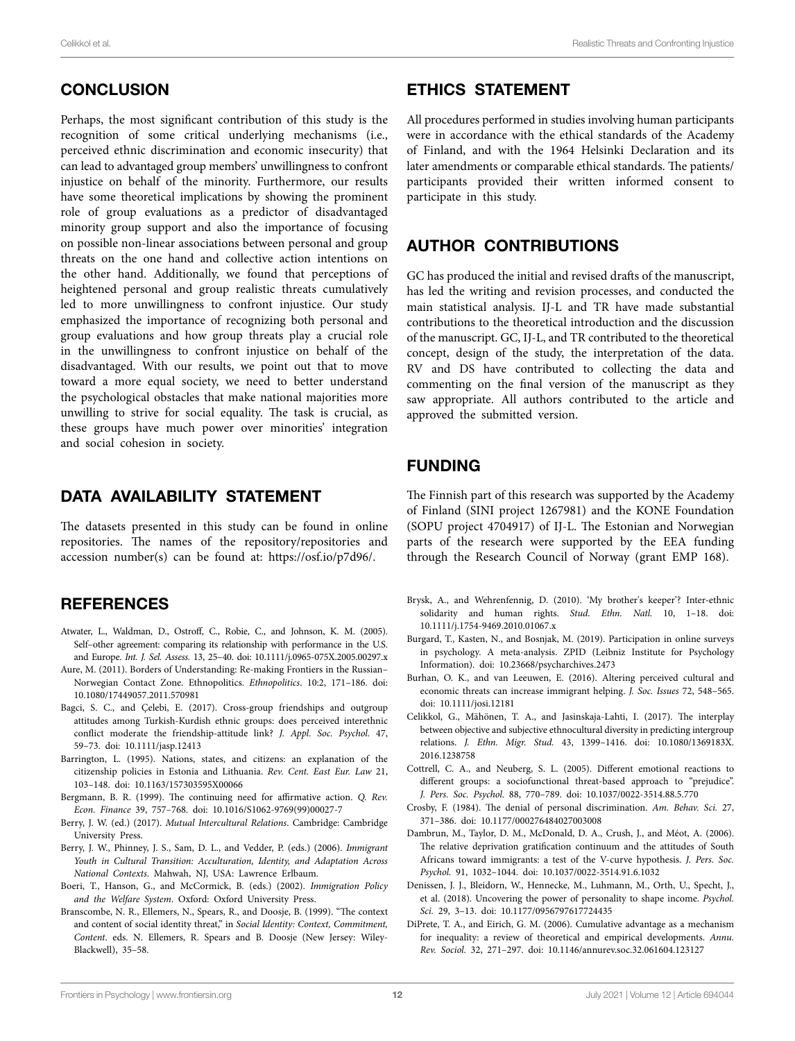## CONCLUSION

Perhaps, the most significant contribution of this study is the recognition of some critical underlying mechanisms (i.e., perceived ethnic discrimination and economic insecurity) that can lead to advantaged group members' unwillingness to confront injustice on behalf of the minority. Furthermore, our results have some theoretical implications by showing the prominent role of group evaluations as a predictor of disadvantaged minority group support and also the importance of focusing on possible non-linear associations between personal and group threats on the one hand and collective action intentions on the other hand. Additionally, we found that perceptions of heightened personal and group realistic threats cumulatively led to more unwillingness to confront injustice. Our study emphasized the importance of recognizing both personal and group evaluations and how group threats play a crucial role in the unwillingness to confront injustice on behalf of the disadvantaged. With our results, we point out that to move toward a more equal society, we need to better understand the psychological obstacles that make national majorities more unwilling to strive for social equality. The task is crucial, as these groups have much power over minorities' integration and social cohesion in society.

## DATA AVAILABILITY STATEMENT

The datasets presented in this study can be found in online repositories. The names of the repository/repositories and accession number(s) can be found at: https://osf.io/p7d96/.

## ETHICS STATEMENT

All procedures performed in studies involving human participants were in accordance with the ethical standards of the Academy of Finland, and with the 1964 Helsinki Declaration and its later amendments or comparable ethical standards. The patients/participants provided their written informed consent to participate in this study.

## AUTHOR CONTRIBUTIONS

GC has produced the initial and revised drafts of the manuscript, has led the writing and revision processes, and conducted the main statistical analysis. IJ-L and TR have made substantial contributions to the theoretical introduction and the discussion of the manuscript. GC, IJ-L, and TR contributed to the theoretical concept, design of the study, the interpretation of the data. RV and DS have contributed to collecting the data and commenting on the final version of the manuscript as they saw appropriate. All authors contributed to the article and approved the submitted version.

## FUNDING

The Finnish part of this research was supported by the Academy of Finland (SINI project 1267981) and the KONE Foundation (SOPU project 4704917) of IJ-L. The Estonian and Norwegian parts of the research were supported by the EEA funding through the Research Council of Norway (grant EMP 168).

## REFERENCES

Atwater, L., Waldman, D., Ostroff, C., Robie, C., and Johnson, K. M. (2005). Self–other agreement: comparing its relationship with performance in the U.S. and Europe. *Int. J. Sel. Assess.* 13, 25–40. doi: 10.1111/j.0965-075X.2005.00297.x

Aure, M. (2011). Borders of Understanding: Re-making Frontiers in the Russian–Norwegian Contact Zone. Ethnopolitics. *Ethnopolitics*. 10:2, 171–186. doi: 10.1080/17449057.2011.570981

Bagci, S. C., and Çelebi, E. (2017). Cross-group friendships and outgroup attitudes among Turkish-Kurdish ethnic groups: does perceived interethnic conflict moderate the friendship-attitude link? *J. Appl. Soc. Psychol.* 47, 59–73. doi: 10.1111/jasp.12413

Barrington, L. (1995). Nations, states, and citizens: an explanation of the citizenship policies in Estonia and Lithuania. *Rev. Cent. East Eur. Law* 21, 103–148. doi: 10.1163/157303595X00066

Bergmann, B. R. (1999). The continuing need for affirmative action. *Q. Rev. Econ. Finance* 39, 757–768. doi: 10.1016/S1062-9769(99)00027-7

Berry, J. W. (ed.) (2017). *Mutual Intercultural Relations*. Cambridge: Cambridge University Press.

Berry, J. W., Phinney, J. S., Sam, D. L., and Vedder, P. (eds.) (2006). *Immigrant Youth in Cultural Transition: Acculturation, Identity, and Adaptation Across National Contexts*. Mahwah, NJ, USA: Lawrence Erlbaum.

Boeri, T., Hanson, G., and McCormick, B. (eds.) (2002). *Immigration Policy and the Welfare System*. Oxford: Oxford University Press.

Branscombe, N. R., Ellemers, N., Spears, R., and Doosje, B. (1999). "The context and content of social identity threat," in *Social Identity: Context, Commitment, Content*. eds. N. Ellemers, R. Spears and B. Doosje (New Jersey: Wiley-Blackwell), 35–58.

Brysk, A., and Wehrenfennig, D. (2010). 'My brother's keeper'? Inter-ethnic solidarity and human rights. *Stud. Ethn. Natl.* 10, 1–18. doi: 10.1111/j.1754-9469.2010.01067.x

Burgard, T., Kasten, N., and Bosnjak, M. (2019). Participation in online surveys in psychology. A meta-analysis. ZPID (Leibniz Institute for Psychology Information). doi: 10.23668/psycharchives.2473

Burhan, O. K., and van Leeuwen, E. (2016). Altering perceived cultural and economic threats can increase immigrant helping. *J. Soc. Issues* 72, 548–565. doi: 10.1111/josi.12181

Celikkol, G., Mähönen, T. A., and Jasinskaja-Lahti, I. (2017). The interplay between objective and subjective ethnocultural diversity in predicting intergroup relations. *J. Ethn. Migr. Stud.* 43, 1399–1416. doi: 10.1080/1369183X.2016.1238758

Cottrell, C. A., and Neuberg, S. L. (2005). Different emotional reactions to different groups: a sociofunctional threat-based approach to "prejudice". *J. Pers. Soc. Psychol.* 88, 770–789. doi: 10.1037/0022-3514.88.5.770

Crosby, F. (1984). The denial of personal discrimination. *Am. Behav. Sci.* 27, 371–386. doi: 10.1177/000276484027003008

Dambrun, M., Taylor, D. M., McDonald, D. A., Crush, J., and Méot, A. (2006). The relative deprivation gratification continuum and the attitudes of South Africans toward immigrants: a test of the V-curve hypothesis. *J. Pers. Soc. Psychol.* 91, 1032–1044. doi: 10.1037/0022-3514.91.6.1032

Denissen, J. J., Bleidorn, W., Hennecke, M., Luhmann, M., Orth, U., Specht, J., et al. (2018). Uncovering the power of personality to shape income. *Psychol. Sci.* 29, 3–13. doi: 10.1177/0956797617724435

DiPrete, T. A., and Eirich, G. M. (2006). Cumulative advantage as a mechanism for inequality: a review of theoretical and empirical developments. *Annu. Rev. Sociol.* 32, 271–297. doi: 10.1146/annurev.soc.32.061604.123127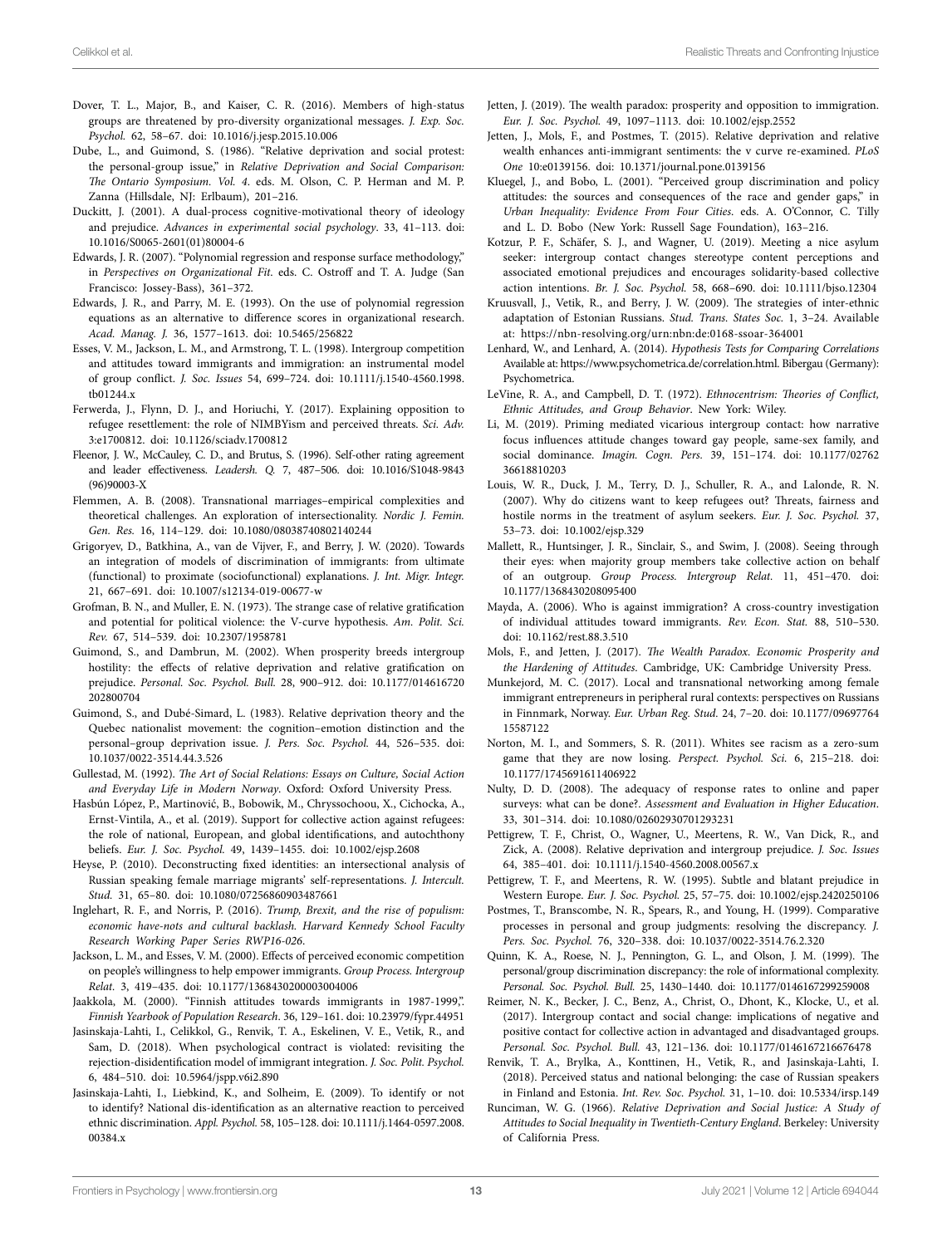Dover, T. L., Major, B., and Kaiser, C. R. (2016). Members of high-status groups are threatened by pro-diversity organizational messages. *J. Exp. Soc. Psychol.* 62, 58–67. doi: 10.1016/j.jesp.2015.10.006

Dube, L., and Guimond, S. (1986). "Relative deprivation and social protest: the personal-group issue," in *Relative Deprivation and Social Comparison: The Ontario Symposium. Vol. 4*. eds. M. Olson, C. P. Herman and M. P. Zanna (Hillsdale, NJ: Erlbaum), 201–216.

Duckitt, J. (2001). A dual-process cognitive-motivational theory of ideology and prejudice. *Advances in experimental social psychology*. 33, 41–113. doi: 10.1016/S0065-2601(01)80004-6

Edwards, J. R. (2007). "Polynomial regression and response surface methodology," in *Perspectives on Organizational Fit*. eds. C. Ostroff and T. A. Judge (San Francisco: Jossey-Bass), 361–372.

Edwards, J. R., and Parry, M. E. (1993). On the use of polynomial regression equations as an alternative to difference scores in organizational research. *Acad. Manag. J.* 36, 1577–1613. doi: 10.5465/256822

Esses, V. M., Jackson, L. M., and Armstrong, T. L. (1998). Intergroup competition and attitudes toward immigrants and immigration: an instrumental model of group conflict. *J. Soc. Issues* 54, 699–724. doi: 10.1111/j.1540-4560.1998.tb01244.x

Ferwerda, J., Flynn, D. J., and Horiuchi, Y. (2017). Explaining opposition to refugee resettlement: the role of NIMBYism and perceived threats. *Sci. Adv.* 3:e1700812. doi: 10.1126/sciadv.1700812

Fleenor, J. W., McCauley, C. D., and Brutus, S. (1996). Self-other rating agreement and leader effectiveness. *Leadersh. Q.* 7, 487–506. doi: 10.1016/S1048-9843(96)90003-X

Flemmen, A. B. (2008). Transnational marriages–empirical complexities and theoretical challenges. An exploration of intersectionality. *Nordic J. Femin. Gen. Res.* 16, 114–129. doi: 10.1080/08038740802140244

Grigoryev, D., Batkhina, A., van de Vijver, F., and Berry, J. W. (2020). Towards an integration of models of discrimination of immigrants: from ultimate (functional) to proximate (sociofunctional) explanations. *J. Int. Migr. Integr.* 21, 667–691. doi: 10.1007/s12134-019-00677-w

Grofman, B. N., and Muller, E. N. (1973). The strange case of relative gratification and potential for political violence: the V-curve hypothesis. *Am. Polit. Sci. Rev.* 67, 514–539. doi: 10.2307/1958781

Guimond, S., and Dambrun, M. (2002). When prosperity breeds intergroup hostility: the effects of relative deprivation and relative gratification on prejudice. *Personal. Soc. Psychol. Bull.* 28, 900–912. doi: 10.1177/014616720202800704

Guimond, S., and Dubé-Simard, L. (1983). Relative deprivation theory and the Quebec nationalist movement: the cognition–emotion distinction and the personal–group deprivation issue. *J. Pers. Soc. Psychol.* 44, 526–535. doi: 10.1037/0022-3514.44.3.526

Gullestad, M. (1992). *The Art of Social Relations: Essays on Culture, Social Action and Everyday Life in Modern Norway*. Oxford: Oxford University Press.

Hasbún López, P., Martinović, B., Bobowik, M., Chryssochoou, X., Cichocka, A., Ernst-Vintila, A., et al. (2019). Support for collective action against refugees: the role of national, European, and global identifications, and autochthony beliefs. *Eur. J. Soc. Psychol.* 49, 1439–1455. doi: 10.1002/ejsp.2608

Heyse, P. (2010). Deconstructing fixed identities: an intersectional analysis of Russian speaking female marriage migrants' self-representations. *J. Intercult. Stud.* 31, 65–80. doi: 10.1080/07256860903487661

Inglehart, R. F., and Norris, P. (2016). *Trump, Brexit, and the rise of populism: economic have-nots and cultural backlash. Harvard Kennedy School Faculty Research Working Paper Series RWP16-026*.

Jackson, L. M., and Esses, V. M. (2000). Effects of perceived economic competition on people's willingness to help empower immigrants. *Group Process. Intergroup Relat.* 3, 419–435. doi: 10.1177/1368430200003004006

Jaakkola, M. (2000). "Finnish attitudes towards immigrants in 1987-1999,". *Finnish Yearbook of Population Research*. 36, 129–161. doi: 10.23979/fypr.44951

Jasinskaja-Lahti, I., Celikkol, G., Renvik, T. A., Eskelinen, V. E., Vetik, R., and Sam, D. (2018). When psychological contract is violated: revisiting the rejection-disidentification model of immigrant integration. *J. Soc. Polit. Psychol.* 6, 484–510. doi: 10.5964/jspp.v6i2.890

Jasinskaja-Lahti, I., Liebkind, K., and Solheim, E. (2009). To identify or not to identify? National dis-identification as an alternative reaction to perceived ethnic discrimination. *Appl. Psychol.* 58, 105–128. doi: 10.1111/j.1464-0597.2008.00384.x

Jetten, J. (2019). The wealth paradox: prosperity and opposition to immigration. *Eur. J. Soc. Psychol.* 49, 1097–1113. doi: 10.1002/ejsp.2552

Jetten, J., Mols, F., and Postmes, T. (2015). Relative deprivation and relative wealth enhances anti-immigrant sentiments: the v curve re-examined. *PLoS One* 10:e0139156. doi: 10.1371/journal.pone.0139156

Kluegel, J., and Bobo, L. (2001). "Perceived group discrimination and policy attitudes: the sources and consequences of the race and gender gaps," in *Urban Inequality: Evidence From Four Cities*. eds. A. O'Connor, C. Tilly and L. D. Bobo (New York: Russell Sage Foundation), 163–216.

Kotzur, P. F., Schäfer, S. J., and Wagner, U. (2019). Meeting a nice asylum seeker: intergroup contact changes stereotype content perceptions and associated emotional prejudices and encourages solidarity-based collective action intentions. *Br. J. Soc. Psychol.* 58, 668–690. doi: 10.1111/bjso.12304

Kruusvall, J., Vetik, R., and Berry, J. W. (2009). The strategies of inter-ethnic adaptation of Estonian Russians. *Stud. Trans. States Soc.* 1, 3–24. Available at: https://nbn-resolving.org/urn:nbn:de:0168-ssoar-364001

Lenhard, W., and Lenhard, A. (2014). *Hypothesis Tests for Comparing Correlations* Available at: https://www.psychometrica.de/correlation.html. Bibergau (Germany): Psychometrica.

LeVine, R. A., and Campbell, D. T. (1972). *Ethnocentrism: Theories of Conflict, Ethnic Attitudes, and Group Behavior*. New York: Wiley.

Li, M. (2019). Priming mediated vicarious intergroup contact: how narrative focus influences attitude changes toward gay people, same-sex family, and social dominance. *Imagin. Cogn. Pers.* 39, 151–174. doi: 10.1177/0276236618810203

Louis, W. R., Duck, J. M., Terry, D. J., Schuller, R. A., and Lalonde, R. N. (2007). Why do citizens want to keep refugees out? Threats, fairness and hostile norms in the treatment of asylum seekers. *Eur. J. Soc. Psychol.* 37, 53–73. doi: 10.1002/ejsp.329

Mallett, R., Huntsinger, J. R., Sinclair, S., and Swim, J. (2008). Seeing through their eyes: when majority group members take collective action on behalf of an outgroup. *Group Process. Intergroup Relat.* 11, 451–470. doi: 10.1177/1368430208095400

Mayda, A. (2006). Who is against immigration? A cross-country investigation of individual attitudes toward immigrants. *Rev. Econ. Stat.* 88, 510–530. doi: 10.1162/rest.88.3.510

Mols, F., and Jetten, J. (2017). *The Wealth Paradox. Economic Prosperity and the Hardening of Attitudes*. Cambridge, UK: Cambridge University Press.

Munkejord, M. C. (2017). Local and transnational networking among female immigrant entrepreneurs in peripheral rural contexts: perspectives on Russians in Finnmark, Norway. *Eur. Urban Reg. Stud.* 24, 7–20. doi: 10.1177/0969776415587122

Norton, M. I., and Sommers, S. R. (2011). Whites see racism as a zero-sum game that they are now losing. *Perspect. Psychol. Sci.* 6, 215–218. doi: 10.1177/1745691611406922

Nulty, D. D. (2008). The adequacy of response rates to online and paper surveys: what can be done?. *Assessment and Evaluation in Higher Education*. 33, 301–314. doi: 10.1080/02602930701293231

Pettigrew, T. F., Christ, O., Wagner, U., Meertens, R. W., Van Dick, R., and Zick, A. (2008). Relative deprivation and intergroup prejudice. *J. Soc. Issues* 64, 385–401. doi: 10.1111/j.1540-4560.2008.00567.x

Pettigrew, T. F., and Meertens, R. W. (1995). Subtle and blatant prejudice in Western Europe. *Eur. J. Soc. Psychol.* 25, 57–75. doi: 10.1002/ejsp.2420250106

Postmes, T., Branscombe, N. R., Spears, R., and Young, H. (1999). Comparative processes in personal and group judgments: resolving the discrepancy. *J. Pers. Soc. Psychol.* 76, 320–338. doi: 10.1037/0022-3514.76.2.320

Quinn, K. A., Roese, N. J., Pennington, G. L., and Olson, J. M. (1999). The personal/group discrimination discrepancy: the role of informational complexity. *Personal. Soc. Psychol. Bull.* 25, 1430–1440. doi: 10.1177/0146167299259008

Reimer, N. K., Becker, J. C., Benz, A., Christ, O., Dhont, K., Klocke, U., et al. (2017). Intergroup contact and social change: implications of negative and positive contact for collective action in advantaged and disadvantaged groups. *Personal. Soc. Psychol. Bull.* 43, 121–136. doi: 10.1177/0146167216676478

Renvik, T. A., Brylka, A., Konttinen, H., Vetik, R., and Jasinskaja-Lahti, I. (2018). Perceived status and national belonging: the case of Russian speakers in Finland and Estonia. *Int. Rev. Soc. Psychol.* 31, 1–10. doi: 10.5334/irsp.149

Runciman, W. G. (1966). *Relative Deprivation and Social Justice: A Study of Attitudes to Social Inequality in Twentieth-Century England*. Berkeley: University of California Press.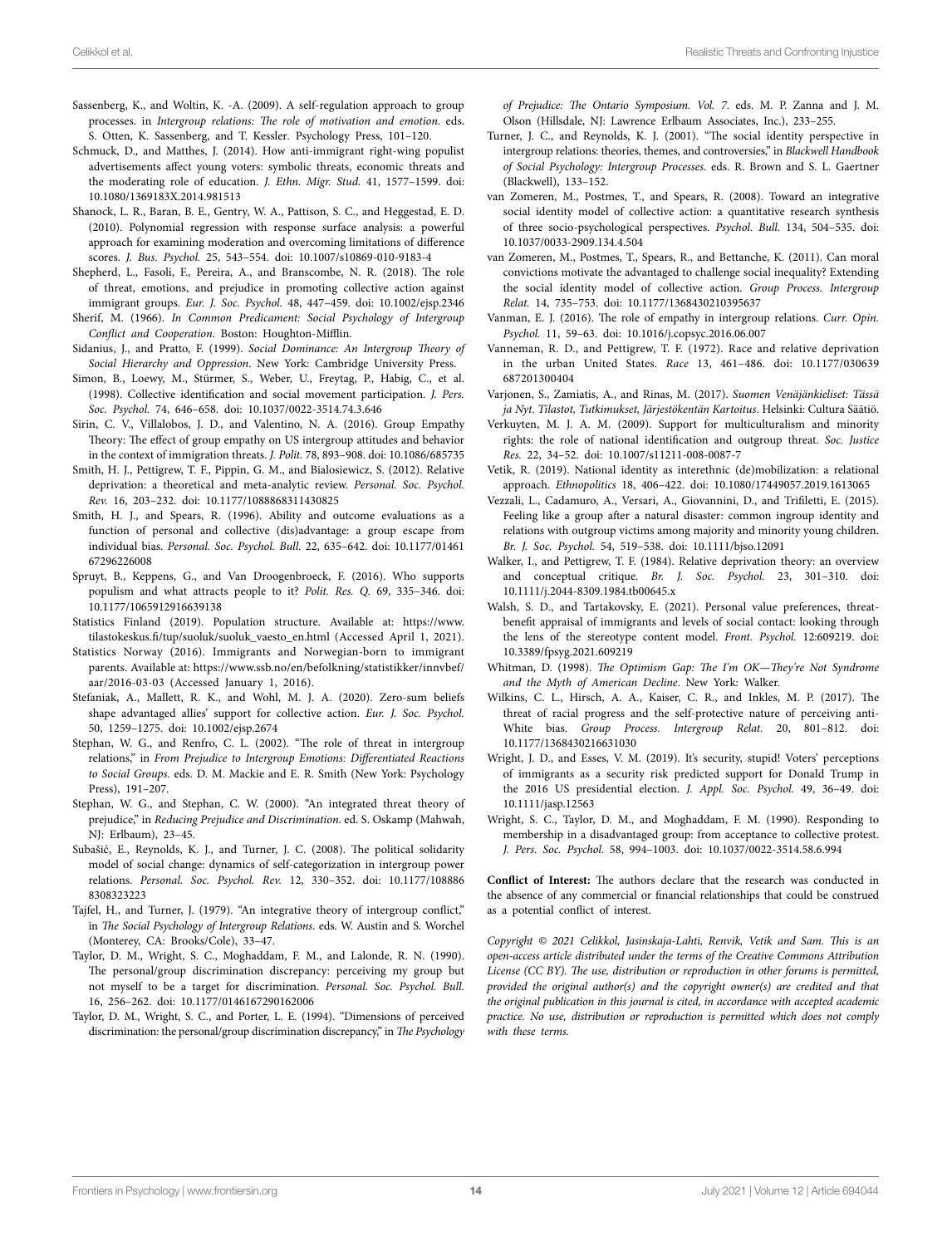Sassenberg, K., and Woltin, K. -A. (2009). A self-regulation approach to group processes. in *Intergroup relations: The role of motivation and emotion*. eds. S. Otten, K. Sassenberg, and T. Kessler. Psychology Press, 101–120.

Schmuck, D., and Matthes, J. (2014). How anti-immigrant right-wing populist advertisements affect young voters: symbolic threats, economic threats and the moderating role of education. *J. Ethn. Migr. Stud.* 41, 1577–1599. doi: 10.1080/1369183X.2014.981513

Shanock, L. R., Baran, B. E., Gentry, W. A., Pattison, S. C., and Heggestad, E. D. (2010). Polynomial regression with response surface analysis: a powerful approach for examining moderation and overcoming limitations of difference scores. *J. Bus. Psychol.* 25, 543–554. doi: 10.1007/s10869-010-9183-4

Shepherd, L., Fasoli, F., Pereira, A., and Branscombe, N. R. (2018). The role of threat, emotions, and prejudice in promoting collective action against immigrant groups. *Eur. J. Soc. Psychol.* 48, 447–459. doi: 10.1002/ejsp.2346

Sherif, M. (1966). *In Common Predicament: Social Psychology of Intergroup Conflict and Cooperation*. Boston: Houghton-Mifflin.

Sidanius, J., and Pratto, F. (1999). *Social Dominance: An Intergroup Theory of Social Hierarchy and Oppression*. New York: Cambridge University Press.

Simon, B., Loewy, M., Stürmer, S., Weber, U., Freytag, P., Habig, C., et al. (1998). Collective identification and social movement participation. *J. Pers. Soc. Psychol.* 74, 646–658. doi: 10.1037/0022-3514.74.3.646

Sirin, C. V., Villalobos, J. D., and Valentino, N. A. (2016). Group Empathy Theory: The effect of group empathy on US intergroup attitudes and behavior in the context of immigration threats. *J. Polit.* 78, 893–908. doi: 10.1086/685735

Smith, H. J., Pettigrew, T. F., Pippin, G. M., and Bialosiewicz, S. (2012). Relative deprivation: a theoretical and meta-analytic review. *Personal. Soc. Psychol. Rev.* 16, 203–232. doi: 10.1177/1088868311430825

Smith, H. J., and Spears, R. (1996). Ability and outcome evaluations as a function of personal and collective (dis)advantage: a group escape from individual bias. *Personal. Soc. Psychol. Bull.* 22, 635–642. doi: 10.1177/0146167296226008

Spruyt, B., Keppens, G., and Van Droogenbroeck, F. (2016). Who supports populism and what attracts people to it? *Polit. Res. Q.* 69, 335–346. doi: 10.1177/1065912916639138

Statistics Finland (2019). Population structure. Available at: https://www.tilastokeskus.fi/tup/suoluk/suoluk_vaesto_en.html (Accessed April 1, 2021).

Statistics Norway (2016). Immigrants and Norwegian-born to immigrant parents. Available at: https://www.ssb.no/en/befolkning/statistikker/innvbef/aar/2016-03-03 (Accessed January 1, 2016).

Stefaniak, A., Mallett, R. K., and Wohl, M. J. A. (2020). Zero-sum beliefs shape advantaged allies' support for collective action. *Eur. J. Soc. Psychol.* 50, 1259–1275. doi: 10.1002/ejsp.2674

Stephan, W. G., and Renfro, C. L. (2002). "The role of threat in intergroup relations," in *From Prejudice to Intergroup Emotions: Differentiated Reactions to Social Groups*. eds. D. M. Mackie and E. R. Smith (New York: Psychology Press), 191–207.

Stephan, W. G., and Stephan, C. W. (2000). "An integrated threat theory of prejudice," in *Reducing Prejudice and Discrimination*. ed. S. Oskamp (Mahwah, NJ: Erlbaum), 23–45.

Subašić, E., Reynolds, K. J., and Turner, J. C. (2008). The political solidarity model of social change: dynamics of self-categorization in intergroup power relations. *Personal. Soc. Psychol. Rev.* 12, 330–352. doi: 10.1177/1088868308323223

Tajfel, H., and Turner, J. (1979). "An integrative theory of intergroup conflict," in *The Social Psychology of Intergroup Relations*. eds. W. Austin and S. Worchel (Monterey, CA: Brooks/Cole), 33–47.

Taylor, D. M., Wright, S. C., Moghaddam, F. M., and Lalonde, R. N. (1990). The personal/group discrimination discrepancy: perceiving my group but not myself to be a target for discrimination. *Personal. Soc. Psychol. Bull.* 16, 256–262. doi: 10.1177/0146167290162006

Taylor, D. M., Wright, S. C., and Porter, L. E. (1994). "Dimensions of perceived discrimination: the personal/group discrimination discrepancy," in *The Psychology of Prejudice: The Ontario Symposium. Vol. 7*. eds. M. P. Zanna and J. M. Olson (Hillsdale, NJ: Lawrence Erlbaum Associates, Inc.), 233–255.

Turner, J. C., and Reynolds, K. J. (2001). "The social identity perspective in intergroup relations: theories, themes, and controversies," in *Blackwell Handbook of Social Psychology: Intergroup Processes*. eds. R. Brown and S. L. Gaertner (Blackwell), 133–152.

van Zomeren, M., Postmes, T., and Spears, R. (2008). Toward an integrative social identity model of collective action: a quantitative research synthesis of three socio-psychological perspectives. *Psychol. Bull.* 134, 504–535. doi: 10.1037/0033-2909.134.4.504

van Zomeren, M., Postmes, T., Spears, R., and Bettanche, K. (2011). Can moral convictions motivate the advantaged to challenge social inequality? Extending the social identity model of collective action. *Group Process. Intergroup Relat.* 14, 735–753. doi: 10.1177/1368430210395637

Vanman, E. J. (2016). The role of empathy in intergroup relations. *Curr. Opin. Psychol.* 11, 59–63. doi: 10.1016/j.copsyc.2016.06.007

Vanneman, R. D., and Pettigrew, T. F. (1972). Race and relative deprivation in the urban United States. *Race* 13, 461–486. doi: 10.1177/030639687201300404

Varjonen, S., Zamiatis, A., and Rinas, M. (2017). *Suomen Venäjänkieliset: Tässä ja Nyt. Tilastot, Tutkimukset, Järjestökentän Kartoitus*. Helsinki: Cultura Säätiö.

Verkuyten, M. J. A. M. (2009). Support for multiculturalism and minority rights: the role of national identification and outgroup threat. *Soc. Justice Res.* 22, 34–52. doi: 10.1007/s11211-008-0087-7

Vetik, R. (2019). National identity as interethnic (de)mobilization: a relational approach. *Ethnopolitics* 18, 406–422. doi: 10.1080/17449057.2019.1613065

Vezzali, L., Cadamuro, A., Versari, A., Giovannini, D., and Trifiletti, E. (2015). Feeling like a group after a natural disaster: common ingroup identity and relations with outgroup victims among majority and minority young children. *Br. J. Soc. Psychol.* 54, 519–538. doi: 10.1111/bjso.12091

Walker, I., and Pettigrew, T. F. (1984). Relative deprivation theory: an overview and conceptual critique. *Br. J. Soc. Psychol.* 23, 301–310. doi: 10.1111/j.2044-8309.1984.tb00645.x

Walsh, S. D., and Tartakovsky, E. (2021). Personal value preferences, threat-benefit appraisal of immigrants and levels of social contact: looking through the lens of the stereotype content model. *Front. Psychol.* 12:609219. doi: 10.3389/fpsyg.2021.609219

Whitman, D. (1998). *The Optimism Gap: The I'm OK—They're Not Syndrome and the Myth of American Decline*. New York: Walker.

Wilkins, C. L., Hirsch, A. A., Kaiser, C. R., and Inkles, M. P. (2017). The threat of racial progress and the self-protective nature of perceiving anti-White bias. *Group Process. Intergroup Relat.* 20, 801–812. doi: 10.1177/1368430216631030

Wright, J. D., and Esses, V. M. (2019). It's security, stupid! Voters' perceptions of immigrants as a security risk predicted support for Donald Trump in the 2016 US presidential election. *J. Appl. Soc. Psychol.* 49, 36–49. doi: 10.1111/jasp.12563

Wright, S. C., Taylor, D. M., and Moghaddam, F. M. (1990). Responding to membership in a disadvantaged group: from acceptance to collective protest. *J. Pers. Soc. Psychol.* 58, 994–1003. doi: 10.1037/0022-3514.58.6.994

**Conflict of Interest:** The authors declare that the research was conducted in the absence of any commercial or financial relationships that could be construed as a potential conflict of interest.

*Copyright © 2021 Celikkol, Jasinskaja-Lahti, Renvik, Vetik and Sam. This is an open-access article distributed under the terms of the Creative Commons Attribution License (CC BY). The use, distribution or reproduction in other forums is permitted, provided the original author(s) and the copyright owner(s) are credited and that the original publication in this journal is cited, in accordance with accepted academic practice. No use, distribution or reproduction is permitted which does not comply with these terms.*